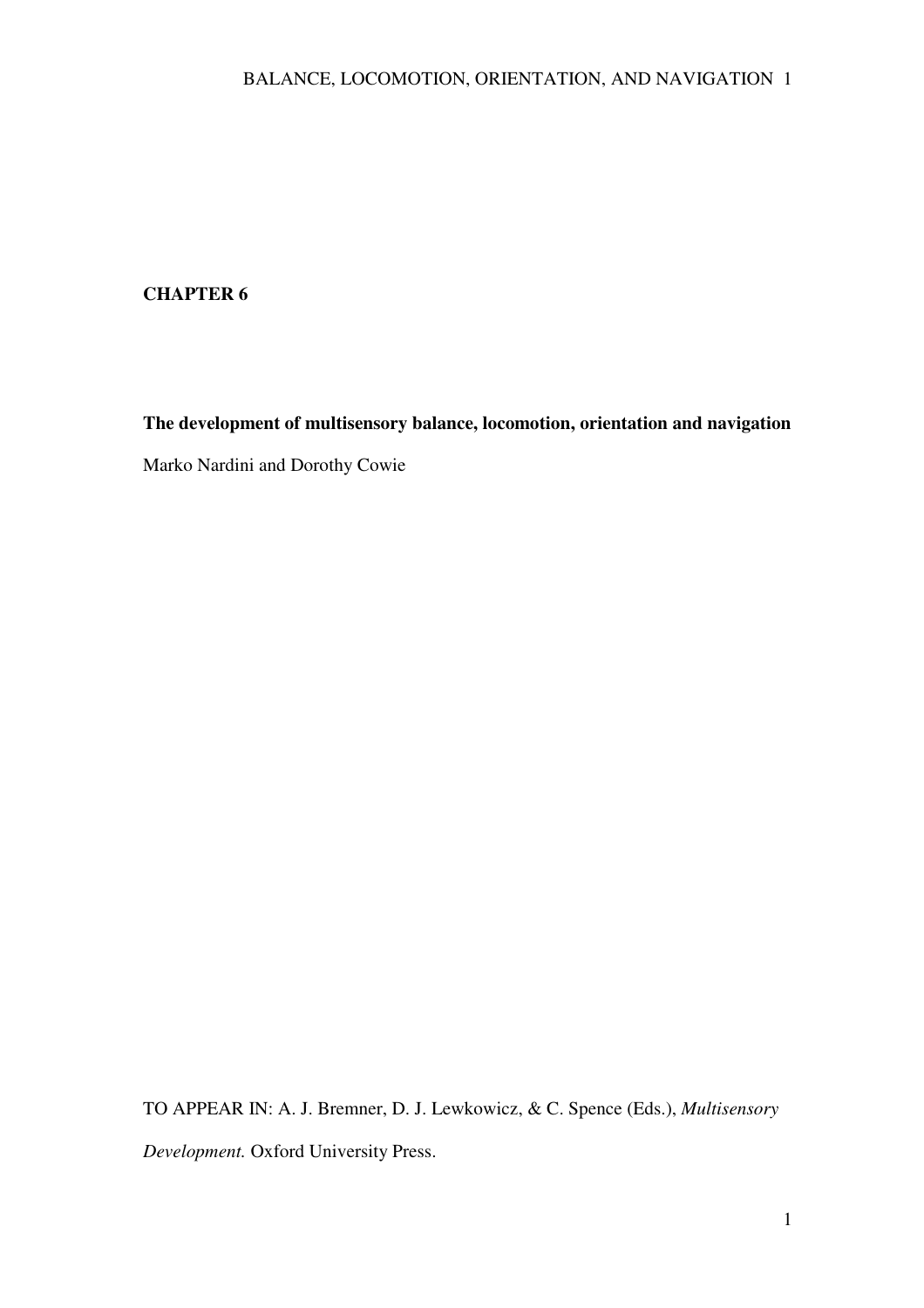**CHAPTER 6**

**The development of multisensory balance, locomotion, orientation and navigation**

Marko Nardini and Dorothy Cowie

TO APPEAR IN: A. J. Bremner, D. J. Lewkowicz, & C. Spence (Eds.), *Multisensory Development.* Oxford University Press.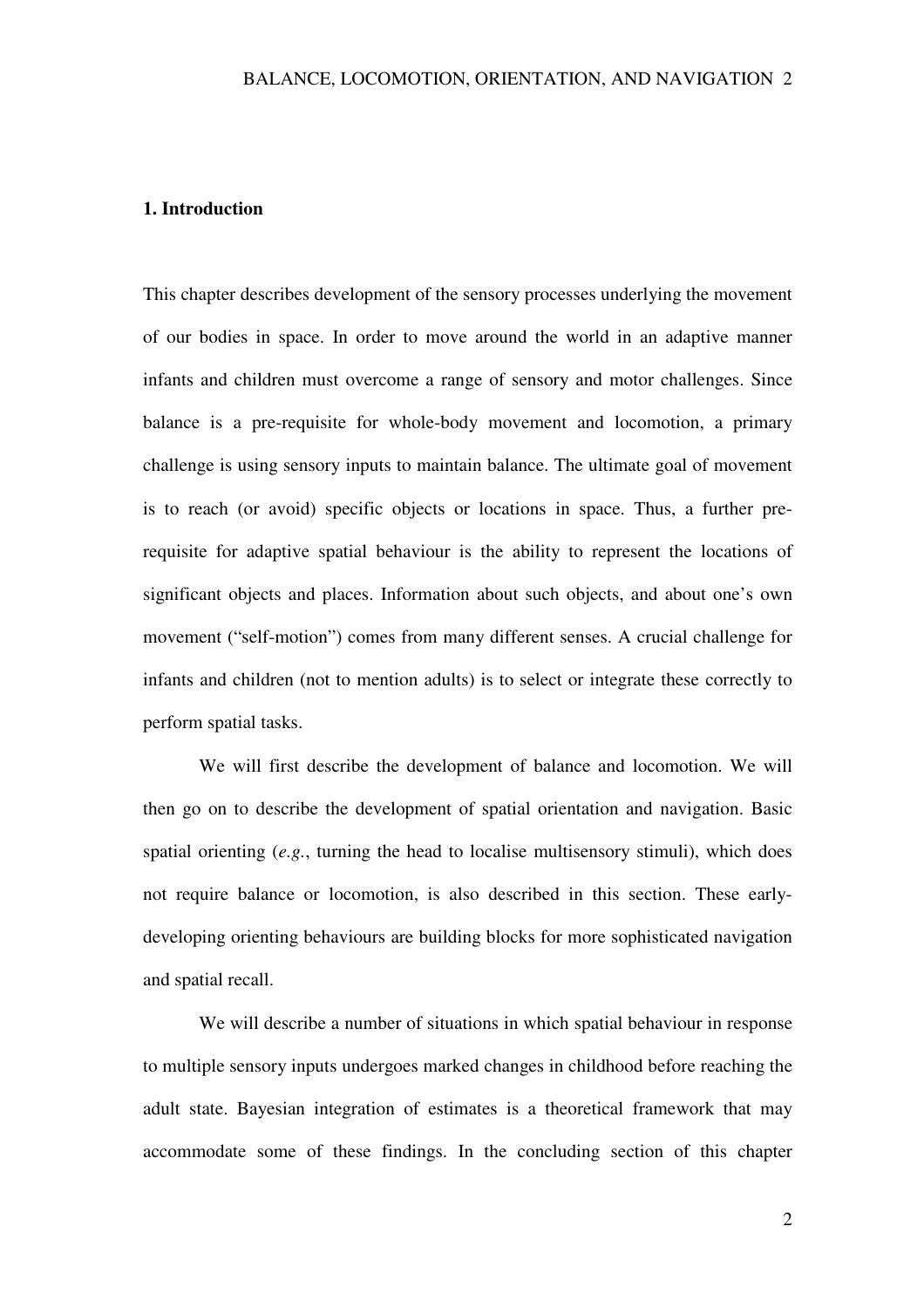## 1. Introduction

This chapter describes development of the sensory processes underlying the movement of our bodies in space. In order to move around the world in an adaptive manner infants and children must overcome a range of sensory and motor challenges. Since balance is a pre-requisite for whole-body movement and locomotion, a primary challenge is using sensory inputs to maintain balance. The ultimate goal of movement is to reach (or avoid) specific objects or locations in space. Thus, a further pre-requisite for adaptive spatial behaviour is the ability to represent the locations of significant objects and places. Information about such objects, and about one's own movement ("self-motion") comes from many different senses. A crucial challenge for infants and children (not to mention adults) is to select or integrate these correctly to perform spatial tasks.

We will first describe the development of balance and locomotion. We will then go on to describe the development of spatial orientation and navigation. Basic spatial orienting (*e.g.*, turning the head to localise multisensory stimuli), which does not require balance or locomotion, is also described in this section. These early-developing orienting behaviours are building blocks for more sophisticated navigation and spatial recall.

We will describe a number of situations in which spatial behaviour in response to multiple sensory inputs undergoes marked changes in childhood before reaching the adult state. Bayesian integration of estimates is a theoretical framework that may accommodate some of these findings. In the concluding section of this chapter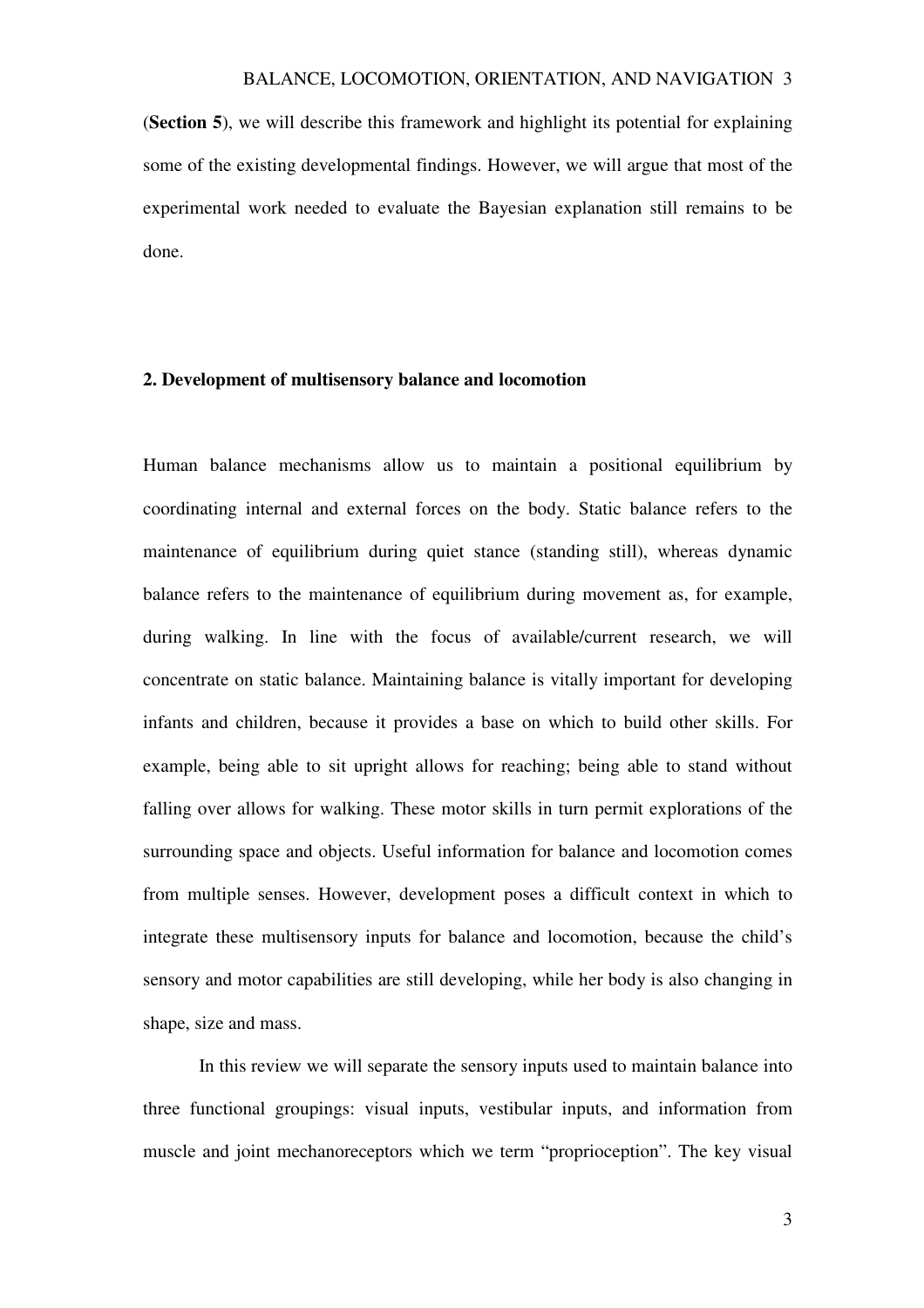(**Section 5**), we will describe this framework and highlight its potential for explaining some of the existing developmental findings. However, we will argue that most of the experimental work needed to evaluate the Bayesian explanation still remains to be done.

## 2. Development of multisensory balance and locomotion

Human balance mechanisms allow us to maintain a positional equilibrium by coordinating internal and external forces on the body. Static balance refers to the maintenance of equilibrium during quiet stance (standing still), whereas dynamic balance refers to the maintenance of equilibrium during movement as, for example, during walking. In line with the focus of available/current research, we will concentrate on static balance. Maintaining balance is vitally important for developing infants and children, because it provides a base on which to build other skills. For example, being able to sit upright allows for reaching; being able to stand without falling over allows for walking. These motor skills in turn permit explorations of the surrounding space and objects. Useful information for balance and locomotion comes from multiple senses. However, development poses a difficult context in which to integrate these multisensory inputs for balance and locomotion, because the child's sensory and motor capabilities are still developing, while her body is also changing in shape, size and mass.

In this review we will separate the sensory inputs used to maintain balance into three functional groupings: visual inputs, vestibular inputs, and information from muscle and joint mechanoreceptors which we term "proprioception". The key visual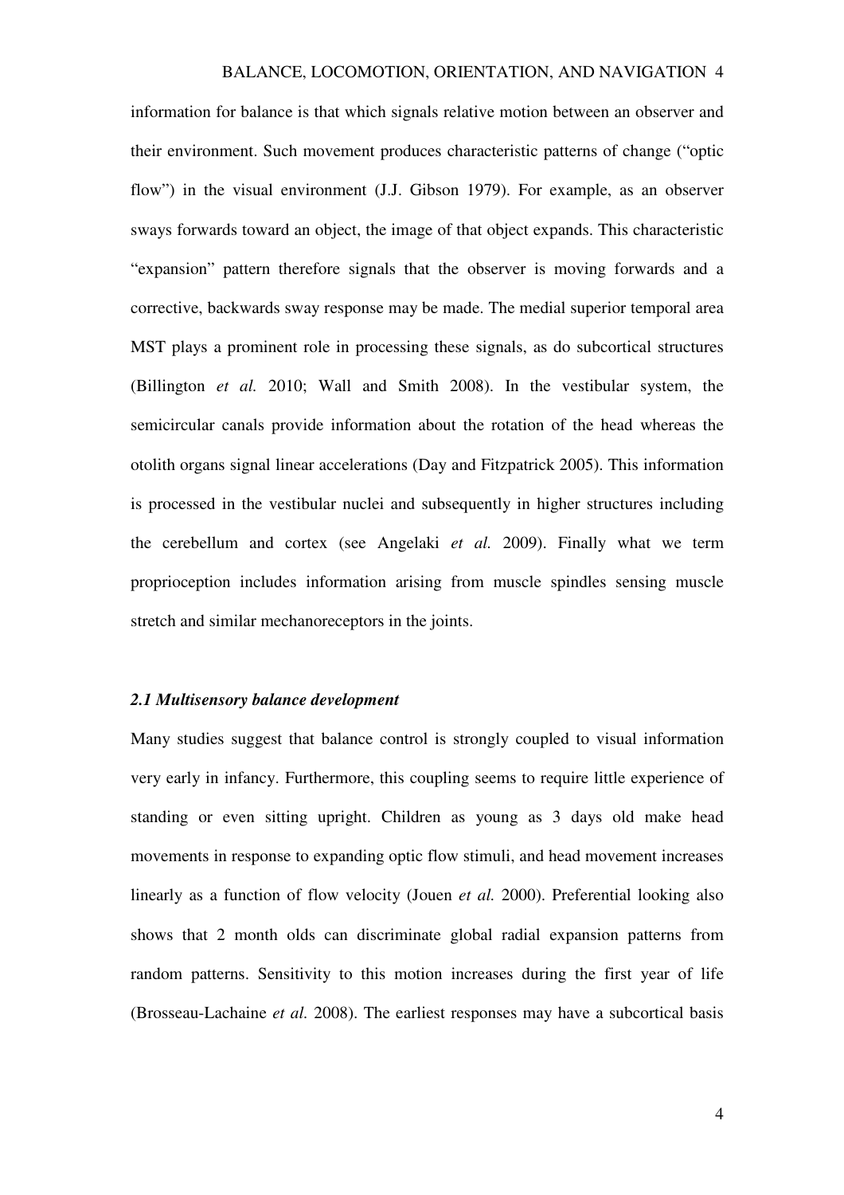information for balance is that which signals relative motion between an observer and their environment. Such movement produces characteristic patterns of change ("optic flow") in the visual environment (J.J. Gibson 1979). For example, as an observer sways forwards toward an object, the image of that object expands. This characteristic "expansion" pattern therefore signals that the observer is moving forwards and a corrective, backwards sway response may be made. The medial superior temporal area MST plays a prominent role in processing these signals, as do subcortical structures (Billington *et al.* 2010; Wall and Smith 2008). In the vestibular system, the semicircular canals provide information about the rotation of the head whereas the otolith organs signal linear accelerations (Day and Fitzpatrick 2005). This information is processed in the vestibular nuclei and subsequently in higher structures including the cerebellum and cortex (see Angelaki *et al.* 2009). Finally what we term proprioception includes information arising from muscle spindles sensing muscle stretch and similar mechanoreceptors in the joints.

### *2.1 Multisensory balance development*

Many studies suggest that balance control is strongly coupled to visual information very early in infancy. Furthermore, this coupling seems to require little experience of standing or even sitting upright. Children as young as 3 days old make head movements in response to expanding optic flow stimuli, and head movement increases linearly as a function of flow velocity (Jouen *et al.* 2000). Preferential looking also shows that 2 month olds can discriminate global radial expansion patterns from random patterns. Sensitivity to this motion increases during the first year of life (Brosseau-Lachaine *et al.* 2008). The earliest responses may have a subcortical basis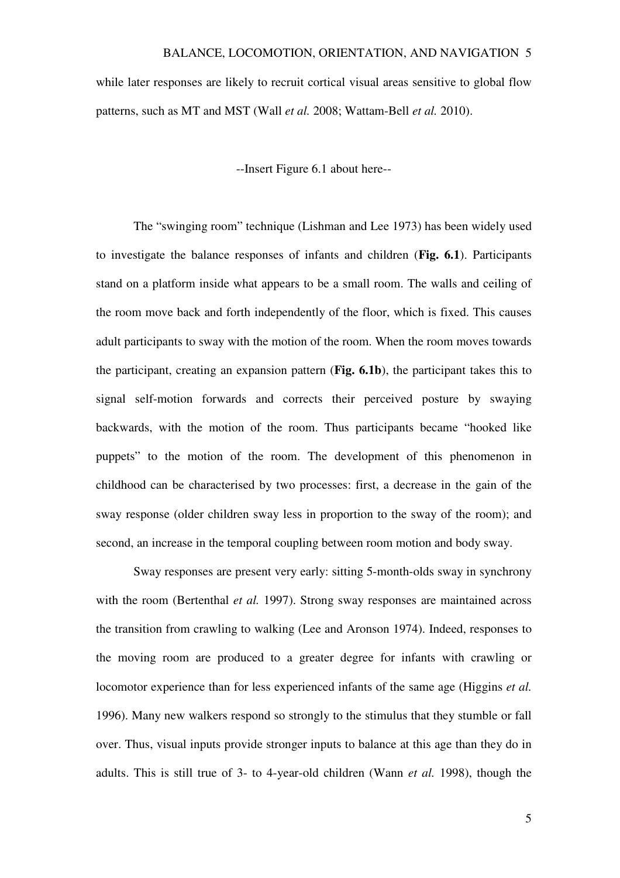while later responses are likely to recruit cortical visual areas sensitive to global flow patterns, such as MT and MST (Wall *et al.* 2008; Wattam-Bell *et al.* 2010).

--Insert Figure 6.1 about here--

The "swinging room" technique (Lishman and Lee 1973) has been widely used to investigate the balance responses of infants and children (**Fig. 6.1**). Participants stand on a platform inside what appears to be a small room. The walls and ceiling of the room move back and forth independently of the floor, which is fixed. This causes adult participants to sway with the motion of the room. When the room moves towards the participant, creating an expansion pattern (**Fig. 6.1b**), the participant takes this to signal self-motion forwards and corrects their perceived posture by swaying backwards, with the motion of the room. Thus participants became "hooked like puppets" to the motion of the room. The development of this phenomenon in childhood can be characterised by two processes: first, a decrease in the gain of the sway response (older children sway less in proportion to the sway of the room); and second, an increase in the temporal coupling between room motion and body sway.

Sway responses are present very early: sitting 5-month-olds sway in synchrony with the room (Bertenthal *et al.* 1997). Strong sway responses are maintained across the transition from crawling to walking (Lee and Aronson 1974). Indeed, responses to the moving room are produced to a greater degree for infants with crawling or locomotor experience than for less experienced infants of the same age (Higgins *et al.* 1996). Many new walkers respond so strongly to the stimulus that they stumble or fall over. Thus, visual inputs provide stronger inputs to balance at this age than they do in adults. This is still true of 3- to 4-year-old children (Wann *et al.* 1998), though the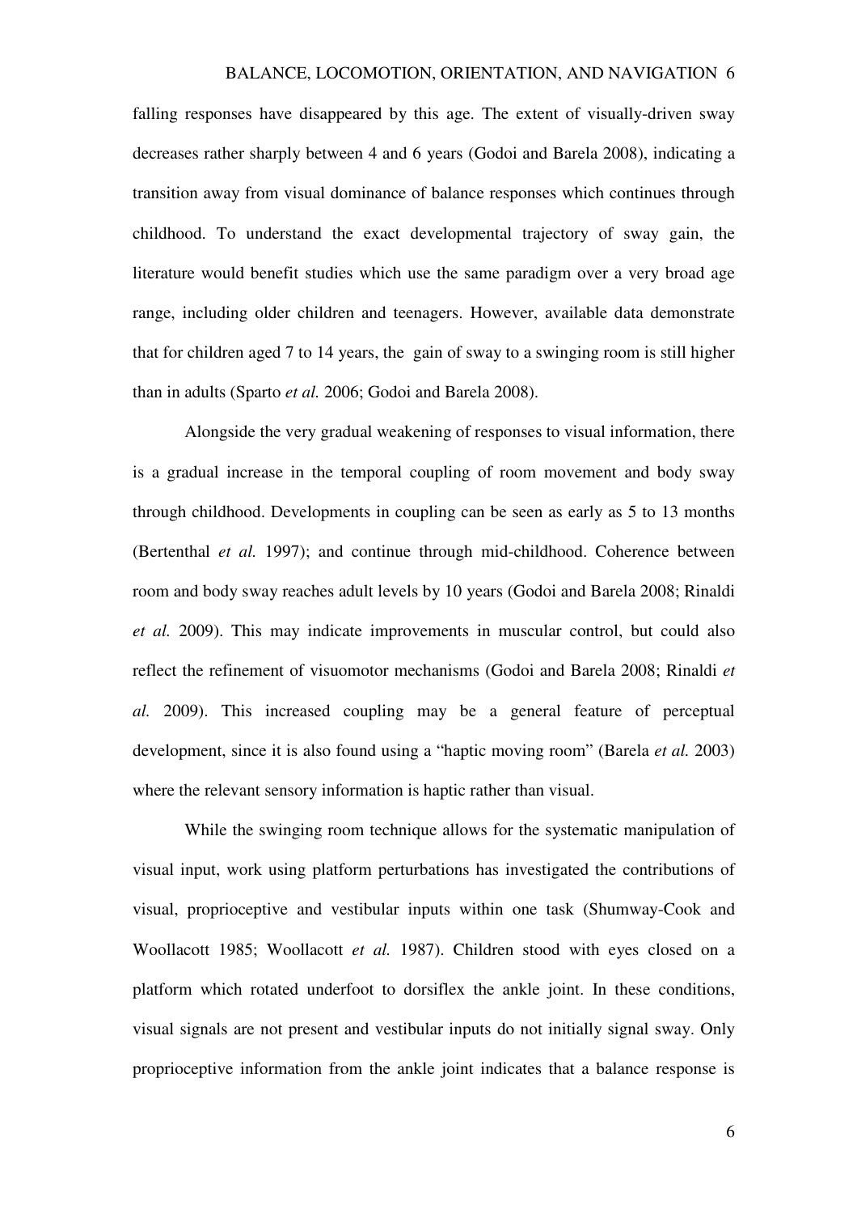falling responses have disappeared by this age. The extent of visually-driven sway decreases rather sharply between 4 and 6 years (Godoi and Barela 2008), indicating a transition away from visual dominance of balance responses which continues through childhood. To understand the exact developmental trajectory of sway gain, the literature would benefit studies which use the same paradigm over a very broad age range, including older children and teenagers. However, available data demonstrate that for children aged 7 to 14 years, the gain of sway to a swinging room is still higher than in adults (Sparto *et al.* 2006; Godoi and Barela 2008).

Alongside the very gradual weakening of responses to visual information, there is a gradual increase in the temporal coupling of room movement and body sway through childhood. Developments in coupling can be seen as early as 5 to 13 months (Bertenthal *et al.* 1997); and continue through mid-childhood. Coherence between room and body sway reaches adult levels by 10 years (Godoi and Barela 2008; Rinaldi *et al.* 2009). This may indicate improvements in muscular control, but could also reflect the refinement of visuomotor mechanisms (Godoi and Barela 2008; Rinaldi *et al.* 2009). This increased coupling may be a general feature of perceptual development, since it is also found using a "haptic moving room" (Barela *et al.* 2003) where the relevant sensory information is haptic rather than visual.

While the swinging room technique allows for the systematic manipulation of visual input, work using platform perturbations has investigated the contributions of visual, proprioceptive and vestibular inputs within one task (Shumway-Cook and Woollacott 1985; Woollacott *et al.* 1987). Children stood with eyes closed on a platform which rotated underfoot to dorsiflex the ankle joint. In these conditions, visual signals are not present and vestibular inputs do not initially signal sway. Only proprioceptive information from the ankle joint indicates that a balance response is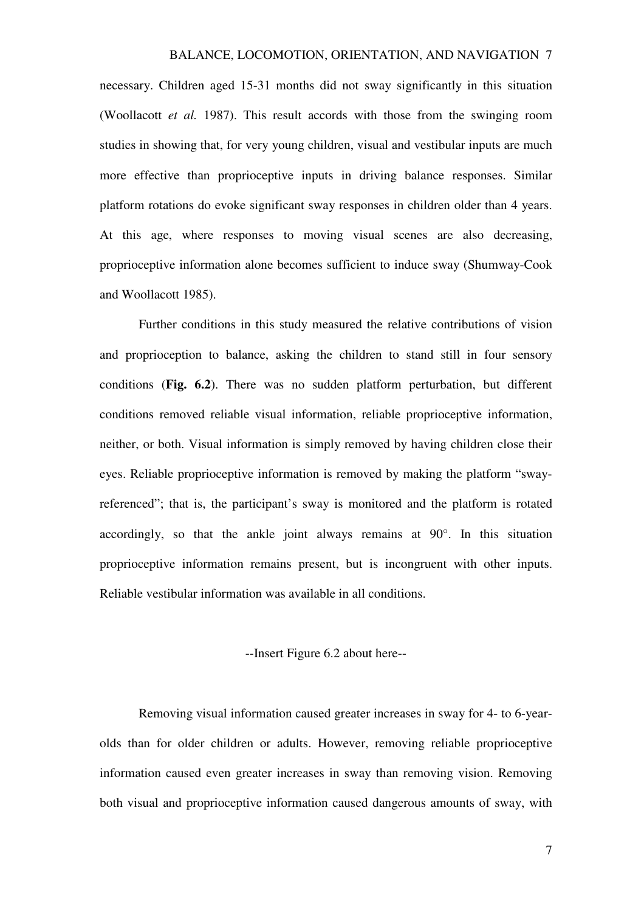necessary. Children aged 15-31 months did not sway significantly in this situation (Woollacott *et al.* 1987). This result accords with those from the swinging room studies in showing that, for very young children, visual and vestibular inputs are much more effective than proprioceptive inputs in driving balance responses. Similar platform rotations do evoke significant sway responses in children older than 4 years. At this age, where responses to moving visual scenes are also decreasing, proprioceptive information alone becomes sufficient to induce sway (Shumway-Cook and Woollacott 1985).

Further conditions in this study measured the relative contributions of vision and proprioception to balance, asking the children to stand still in four sensory conditions (**Fig. 6.2**). There was no sudden platform perturbation, but different conditions removed reliable visual information, reliable proprioceptive information, neither, or both. Visual information is simply removed by having children close their eyes. Reliable proprioceptive information is removed by making the platform "sway-referenced"; that is, the participant's sway is monitored and the platform is rotated accordingly, so that the ankle joint always remains at 90°. In this situation proprioceptive information remains present, but is incongruent with other inputs. Reliable vestibular information was available in all conditions.

--Insert Figure 6.2 about here--

Removing visual information caused greater increases in sway for 4- to 6-year-olds than for older children or adults. However, removing reliable proprioceptive information caused even greater increases in sway than removing vision. Removing both visual and proprioceptive information caused dangerous amounts of sway, with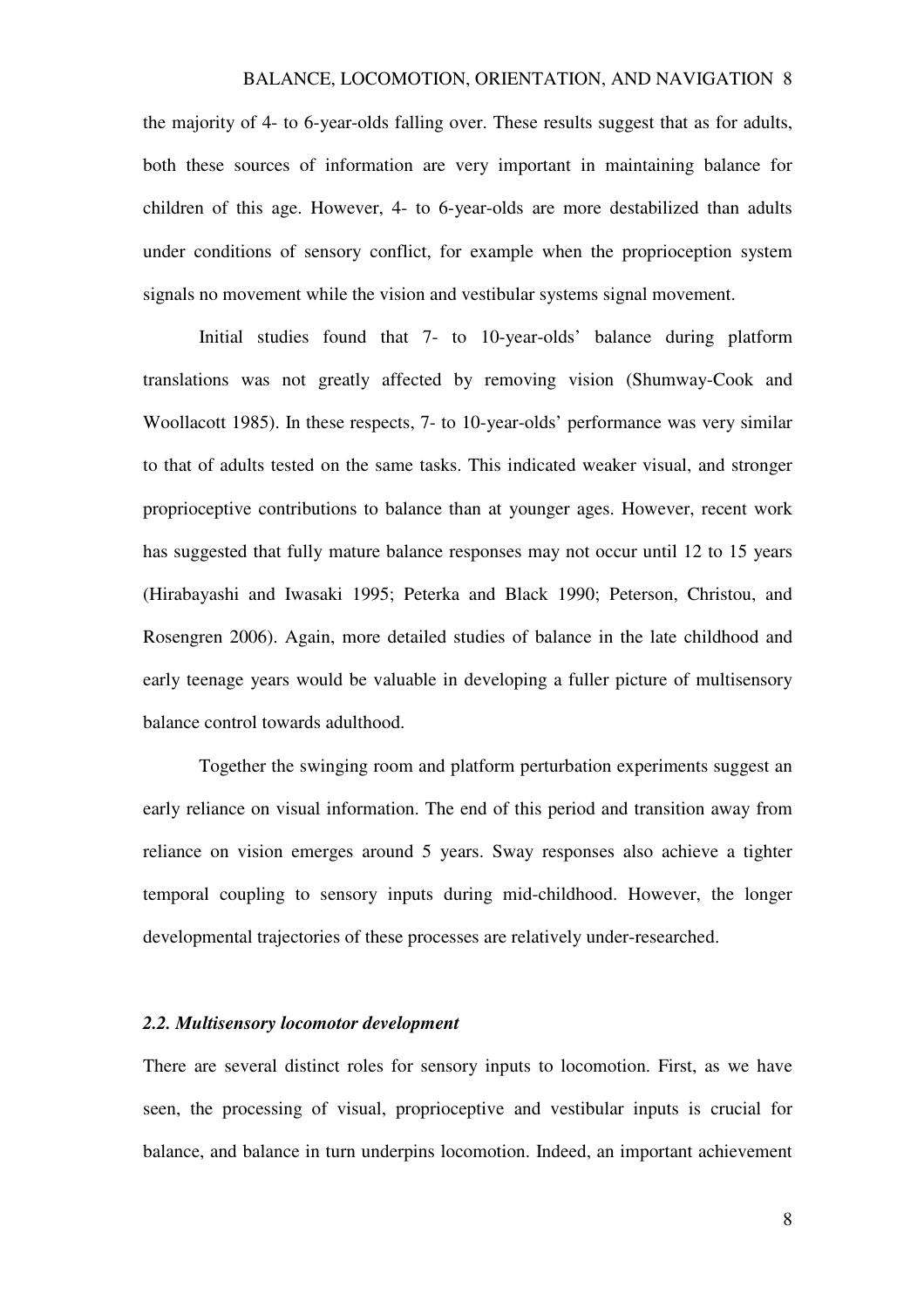the majority of 4- to 6-year-olds falling over. These results suggest that as for adults, both these sources of information are very important in maintaining balance for children of this age. However, 4- to 6-year-olds are more destabilized than adults under conditions of sensory conflict, for example when the proprioception system signals no movement while the vision and vestibular systems signal movement.

Initial studies found that 7- to 10-year-olds' balance during platform translations was not greatly affected by removing vision (Shumway-Cook and Woollacott 1985). In these respects, 7- to 10-year-olds' performance was very similar to that of adults tested on the same tasks. This indicated weaker visual, and stronger proprioceptive contributions to balance than at younger ages. However, recent work has suggested that fully mature balance responses may not occur until 12 to 15 years (Hirabayashi and Iwasaki 1995; Peterka and Black 1990; Peterson, Christou, and Rosengren 2006). Again, more detailed studies of balance in the late childhood and early teenage years would be valuable in developing a fuller picture of multisensory balance control towards adulthood.

Together the swinging room and platform perturbation experiments suggest an early reliance on visual information. The end of this period and transition away from reliance on vision emerges around 5 years. Sway responses also achieve a tighter temporal coupling to sensory inputs during mid-childhood. However, the longer developmental trajectories of these processes are relatively under-researched.

### *2.2. Multisensory locomotor development*

There are several distinct roles for sensory inputs to locomotion. First, as we have seen, the processing of visual, proprioceptive and vestibular inputs is crucial for balance, and balance in turn underpins locomotion. Indeed, an important achievement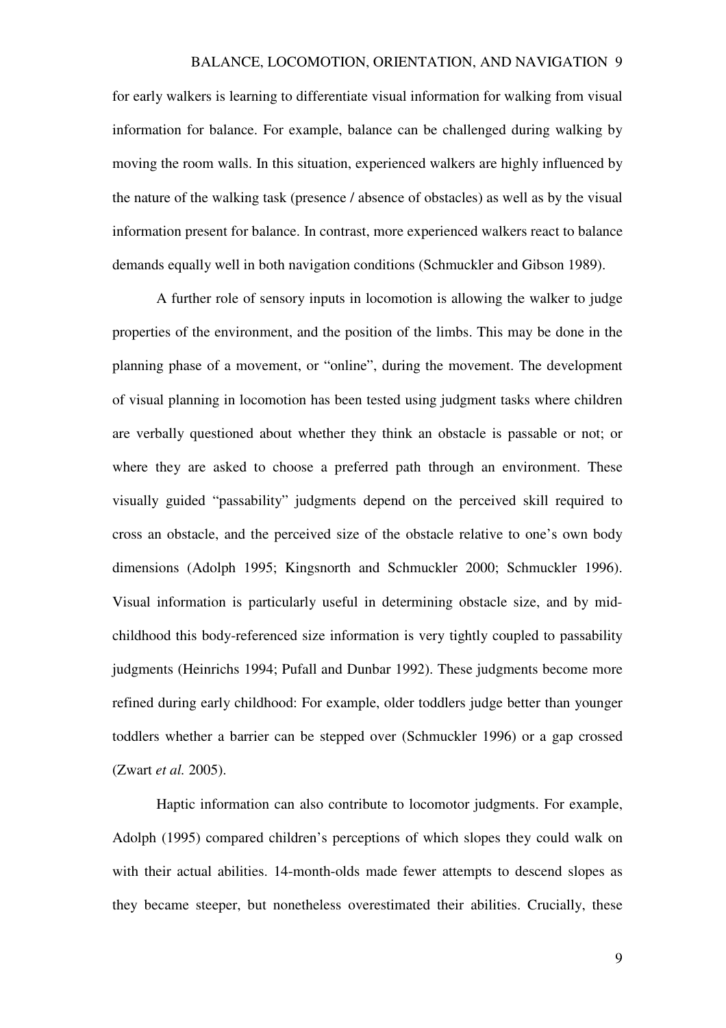for early walkers is learning to differentiate visual information for walking from visual information for balance. For example, balance can be challenged during walking by moving the room walls. In this situation, experienced walkers are highly influenced by the nature of the walking task (presence / absence of obstacles) as well as by the visual information present for balance. In contrast, more experienced walkers react to balance demands equally well in both navigation conditions (Schmuckler and Gibson 1989).

A further role of sensory inputs in locomotion is allowing the walker to judge properties of the environment, and the position of the limbs. This may be done in the planning phase of a movement, or "online", during the movement. The development of visual planning in locomotion has been tested using judgment tasks where children are verbally questioned about whether they think an obstacle is passable or not; or where they are asked to choose a preferred path through an environment. These visually guided "passability" judgments depend on the perceived skill required to cross an obstacle, and the perceived size of the obstacle relative to one's own body dimensions (Adolph 1995; Kingsnorth and Schmuckler 2000; Schmuckler 1996). Visual information is particularly useful in determining obstacle size, and by mid-childhood this body-referenced size information is very tightly coupled to passability judgments (Heinrichs 1994; Pufall and Dunbar 1992). These judgments become more refined during early childhood: For example, older toddlers judge better than younger toddlers whether a barrier can be stepped over (Schmuckler 1996) or a gap crossed (Zwart *et al.* 2005).

Haptic information can also contribute to locomotor judgments. For example, Adolph (1995) compared children's perceptions of which slopes they could walk on with their actual abilities. 14-month-olds made fewer attempts to descend slopes as they became steeper, but nonetheless overestimated their abilities. Crucially, these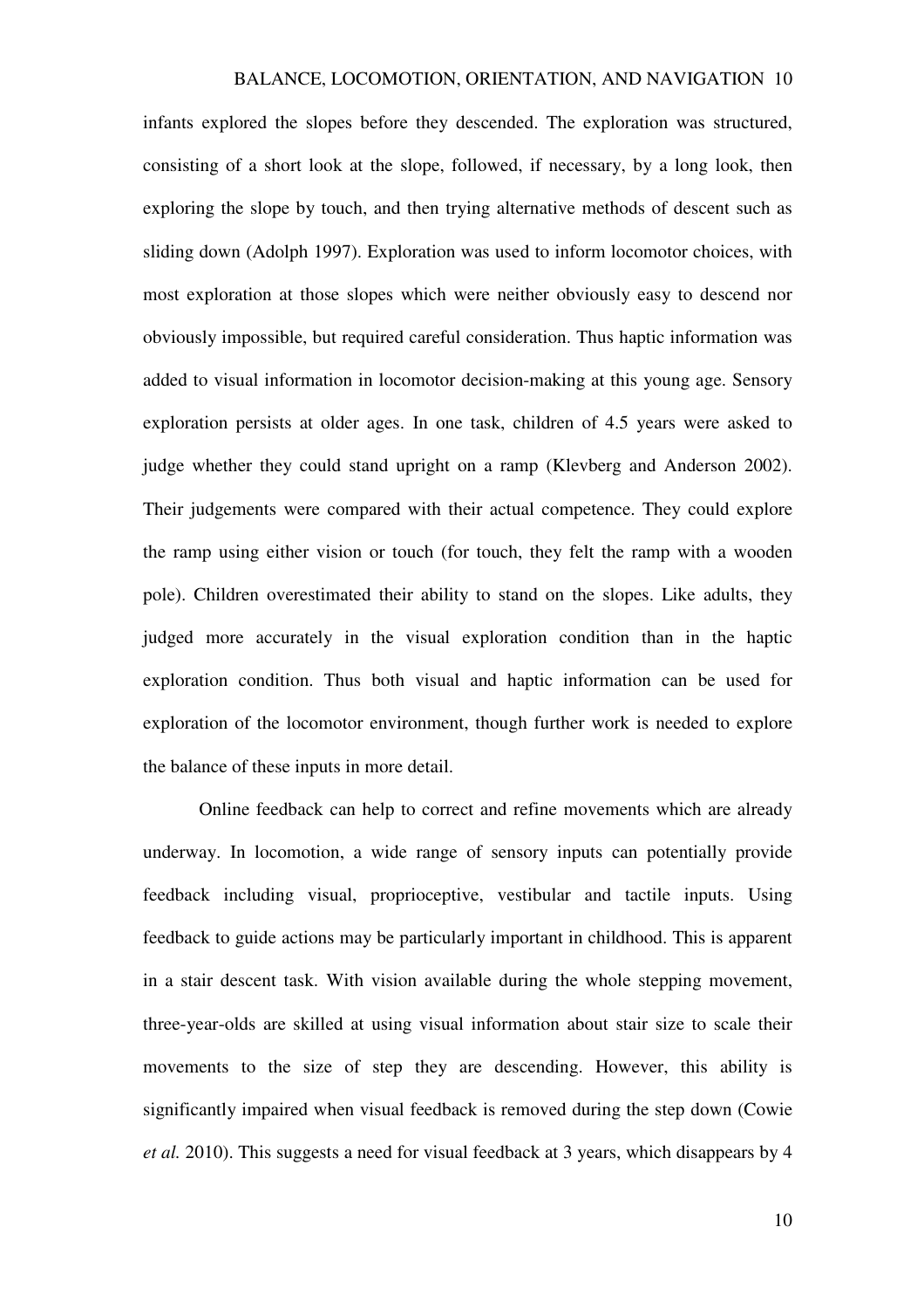infants explored the slopes before they descended. The exploration was structured, consisting of a short look at the slope, followed, if necessary, by a long look, then exploring the slope by touch, and then trying alternative methods of descent such as sliding down (Adolph 1997). Exploration was used to inform locomotor choices, with most exploration at those slopes which were neither obviously easy to descend nor obviously impossible, but required careful consideration. Thus haptic information was added to visual information in locomotor decision-making at this young age. Sensory exploration persists at older ages. In one task, children of 4.5 years were asked to judge whether they could stand upright on a ramp (Klevberg and Anderson 2002). Their judgements were compared with their actual competence. They could explore the ramp using either vision or touch (for touch, they felt the ramp with a wooden pole). Children overestimated their ability to stand on the slopes. Like adults, they judged more accurately in the visual exploration condition than in the haptic exploration condition. Thus both visual and haptic information can be used for exploration of the locomotor environment, though further work is needed to explore the balance of these inputs in more detail.

Online feedback can help to correct and refine movements which are already underway. In locomotion, a wide range of sensory inputs can potentially provide feedback including visual, proprioceptive, vestibular and tactile inputs. Using feedback to guide actions may be particularly important in childhood. This is apparent in a stair descent task. With vision available during the whole stepping movement, three-year-olds are skilled at using visual information about stair size to scale their movements to the size of step they are descending. However, this ability is significantly impaired when visual feedback is removed during the step down (Cowie *et al.* 2010). This suggests a need for visual feedback at 3 years, which disappears by 4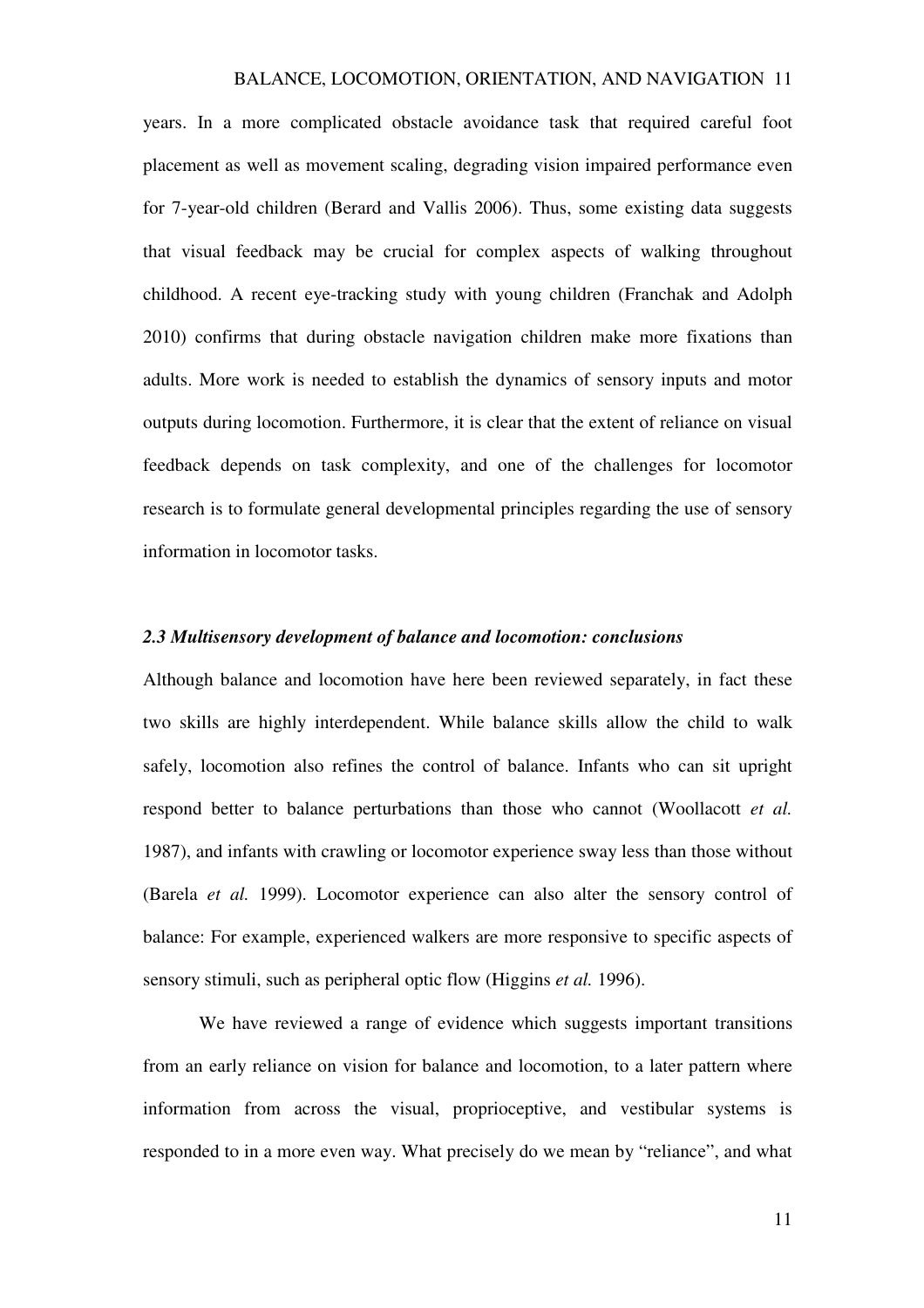years. In a more complicated obstacle avoidance task that required careful foot placement as well as movement scaling, degrading vision impaired performance even for 7-year-old children (Berard and Vallis 2006). Thus, some existing data suggests that visual feedback may be crucial for complex aspects of walking throughout childhood. A recent eye-tracking study with young children (Franchak and Adolph 2010) confirms that during obstacle navigation children make more fixations than adults. More work is needed to establish the dynamics of sensory inputs and motor outputs during locomotion. Furthermore, it is clear that the extent of reliance on visual feedback depends on task complexity, and one of the challenges for locomotor research is to formulate general developmental principles regarding the use of sensory information in locomotor tasks.

### *2.3 Multisensory development of balance and locomotion: conclusions*

Although balance and locomotion have here been reviewed separately, in fact these two skills are highly interdependent. While balance skills allow the child to walk safely, locomotion also refines the control of balance. Infants who can sit upright respond better to balance perturbations than those who cannot (Woollacott *et al.* 1987), and infants with crawling or locomotor experience sway less than those without (Barela *et al.* 1999). Locomotor experience can also alter the sensory control of balance: For example, experienced walkers are more responsive to specific aspects of sensory stimuli, such as peripheral optic flow (Higgins *et al.* 1996).

We have reviewed a range of evidence which suggests important transitions from an early reliance on vision for balance and locomotion, to a later pattern where information from across the visual, proprioceptive, and vestibular systems is responded to in a more even way. What precisely do we mean by "reliance", and what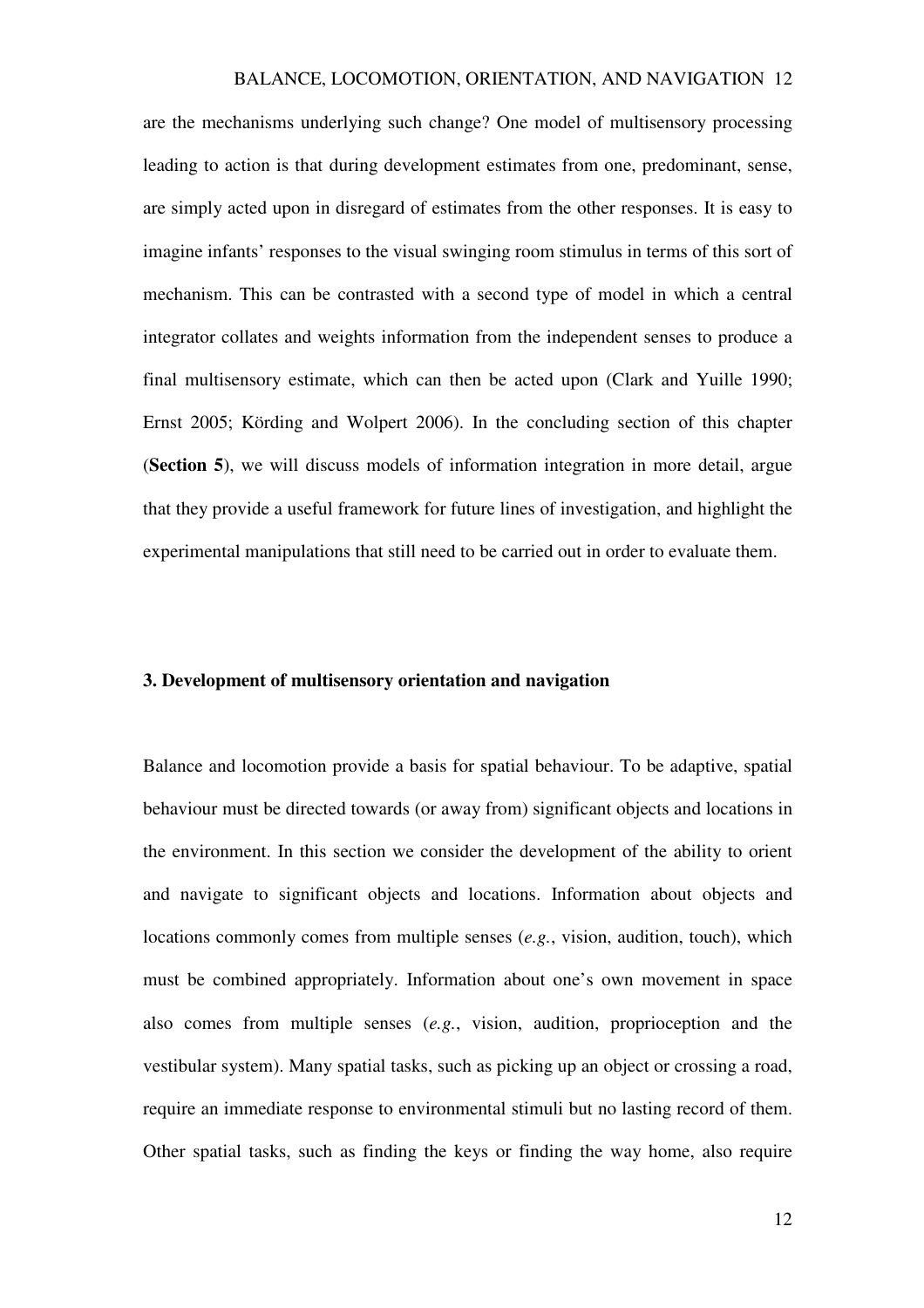are the mechanisms underlying such change? One model of multisensory processing leading to action is that during development estimates from one, predominant, sense, are simply acted upon in disregard of estimates from the other responses. It is easy to imagine infants' responses to the visual swinging room stimulus in terms of this sort of mechanism. This can be contrasted with a second type of model in which a central integrator collates and weights information from the independent senses to produce a final multisensory estimate, which can then be acted upon (Clark and Yuille 1990; Ernst 2005; Körding and Wolpert 2006). In the concluding section of this chapter (**Section 5**), we will discuss models of information integration in more detail, argue that they provide a useful framework for future lines of investigation, and highlight the experimental manipulations that still need to be carried out in order to evaluate them.

## 3. Development of multisensory orientation and navigation

Balance and locomotion provide a basis for spatial behaviour. To be adaptive, spatial behaviour must be directed towards (or away from) significant objects and locations in the environment. In this section we consider the development of the ability to orient and navigate to significant objects and locations. Information about objects and locations commonly comes from multiple senses (*e.g.*, vision, audition, touch), which must be combined appropriately. Information about one's own movement in space also comes from multiple senses (*e.g.*, vision, audition, proprioception and the vestibular system). Many spatial tasks, such as picking up an object or crossing a road, require an immediate response to environmental stimuli but no lasting record of them. Other spatial tasks, such as finding the keys or finding the way home, also require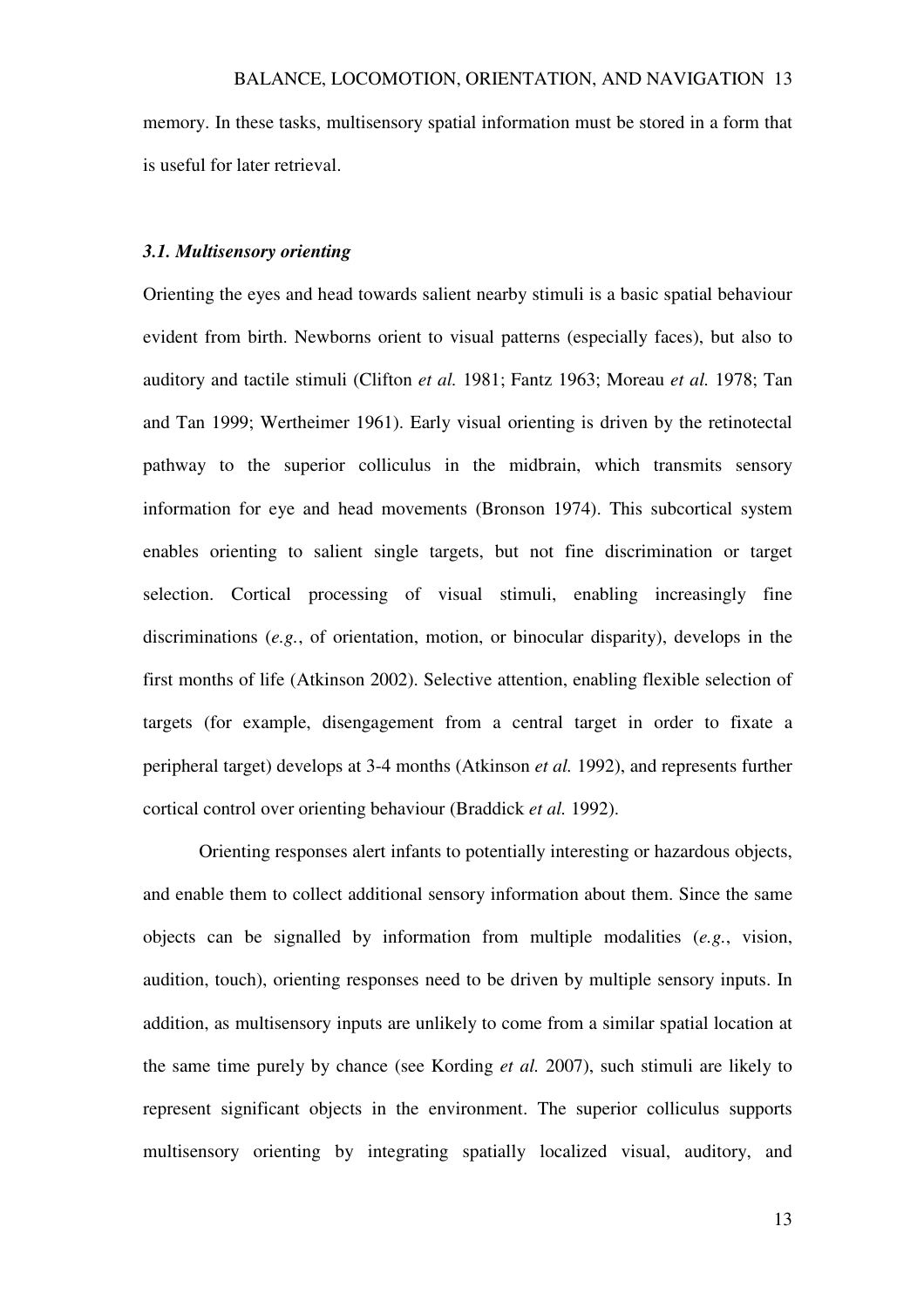memory. In these tasks, multisensory spatial information must be stored in a form that is useful for later retrieval.

### *3.1. Multisensory orienting*

Orienting the eyes and head towards salient nearby stimuli is a basic spatial behaviour evident from birth. Newborns orient to visual patterns (especially faces), but also to auditory and tactile stimuli (Clifton *et al.* 1981; Fantz 1963; Moreau *et al.* 1978; Tan and Tan 1999; Wertheimer 1961). Early visual orienting is driven by the retinotectal pathway to the superior colliculus in the midbrain, which transmits sensory information for eye and head movements (Bronson 1974). This subcortical system enables orienting to salient single targets, but not fine discrimination or target selection. Cortical processing of visual stimuli, enabling increasingly fine discriminations (*e.g.*, of orientation, motion, or binocular disparity), develops in the first months of life (Atkinson 2002). Selective attention, enabling flexible selection of targets (for example, disengagement from a central target in order to fixate a peripheral target) develops at 3-4 months (Atkinson *et al.* 1992), and represents further cortical control over orienting behaviour (Braddick *et al.* 1992).

Orienting responses alert infants to potentially interesting or hazardous objects, and enable them to collect additional sensory information about them. Since the same objects can be signalled by information from multiple modalities (*e.g.*, vision, audition, touch), orienting responses need to be driven by multiple sensory inputs. In addition, as multisensory inputs are unlikely to come from a similar spatial location at the same time purely by chance (see Kording *et al.* 2007), such stimuli are likely to represent significant objects in the environment. The superior colliculus supports multisensory orienting by integrating spatially localized visual, auditory, and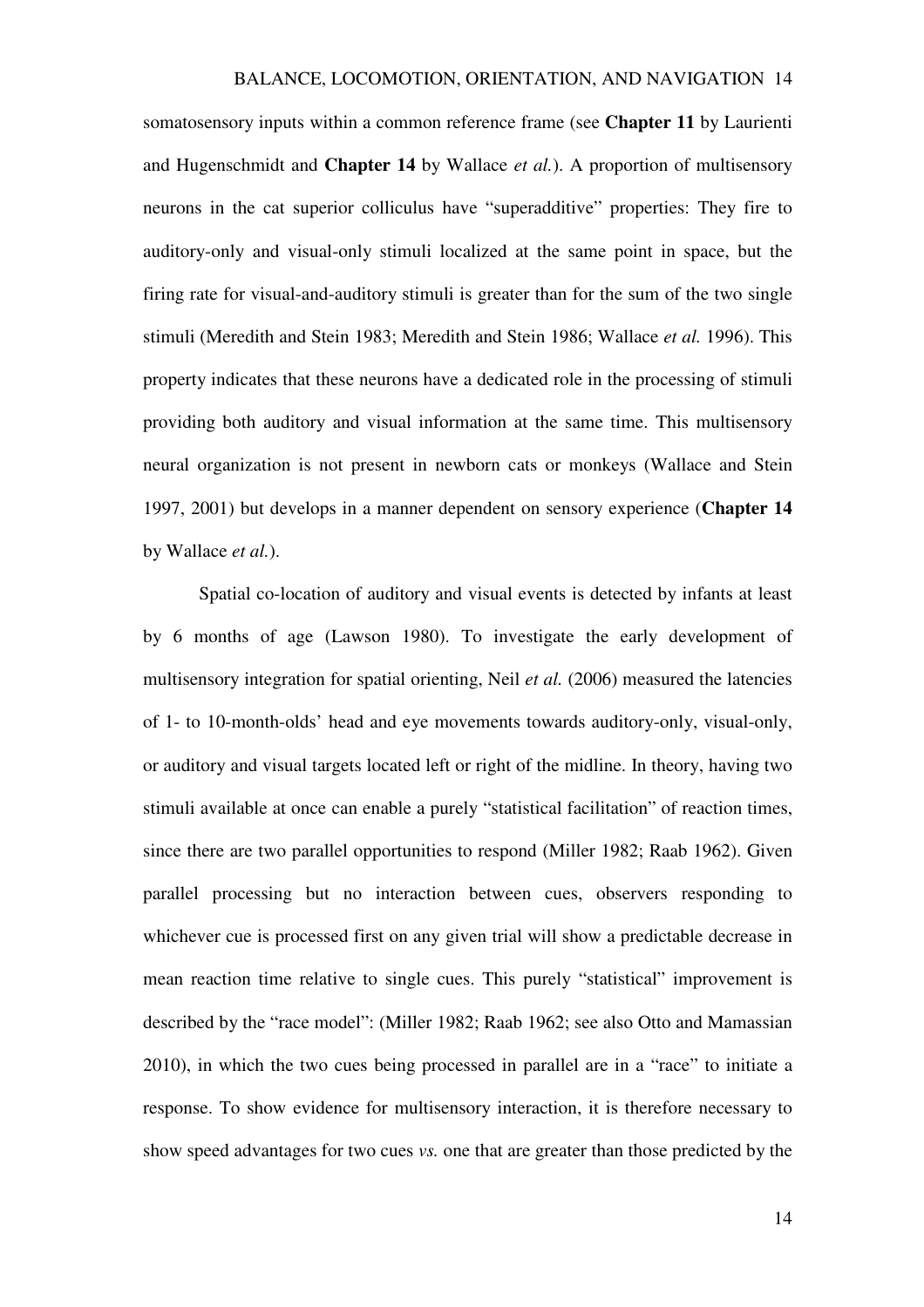somatosensory inputs within a common reference frame (see **Chapter 11** by Laurienti and Hugenschmidt and **Chapter 14** by Wallace *et al.*). A proportion of multisensory neurons in the cat superior colliculus have “superadditive” properties: They fire to auditory-only and visual-only stimuli localized at the same point in space, but the firing rate for visual-and-auditory stimuli is greater than for the sum of the two single stimuli (Meredith and Stein 1983; Meredith and Stein 1986; Wallace *et al.* 1996). This property indicates that these neurons have a dedicated role in the processing of stimuli providing both auditory and visual information at the same time. This multisensory neural organization is not present in newborn cats or monkeys (Wallace and Stein 1997, 2001) but develops in a manner dependent on sensory experience (**Chapter 14** by Wallace *et al.*).

Spatial co-location of auditory and visual events is detected by infants at least by 6 months of age (Lawson 1980). To investigate the early development of multisensory integration for spatial orienting, Neil *et al.* (2006) measured the latencies of 1- to 10-month-olds’ head and eye movements towards auditory-only, visual-only, or auditory and visual targets located left or right of the midline. In theory, having two stimuli available at once can enable a purely “statistical facilitation” of reaction times, since there are two parallel opportunities to respond (Miller 1982; Raab 1962). Given parallel processing but no interaction between cues, observers responding to whichever cue is processed first on any given trial will show a predictable decrease in mean reaction time relative to single cues. This purely “statistical” improvement is described by the “race model”: (Miller 1982; Raab 1962; see also Otto and Mamassian 2010), in which the two cues being processed in parallel are in a “race” to initiate a response. To show evidence for multisensory interaction, it is therefore necessary to show speed advantages for two cues *vs.* one that are greater than those predicted by the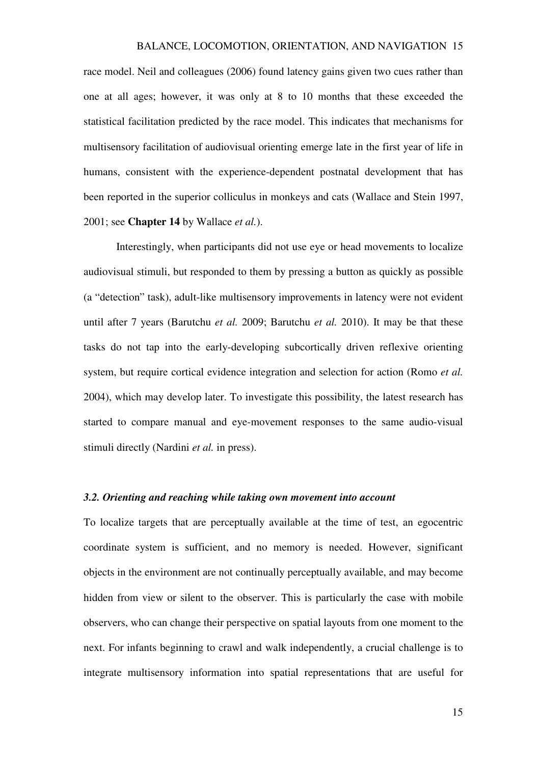race model. Neil and colleagues (2006) found latency gains given two cues rather than one at all ages; however, it was only at 8 to 10 months that these exceeded the statistical facilitation predicted by the race model. This indicates that mechanisms for multisensory facilitation of audiovisual orienting emerge late in the first year of life in humans, consistent with the experience-dependent postnatal development that has been reported in the superior colliculus in monkeys and cats (Wallace and Stein 1997, 2001; see **Chapter 14** by Wallace *et al.*).

Interestingly, when participants did not use eye or head movements to localize audiovisual stimuli, but responded to them by pressing a button as quickly as possible (a "detection" task), adult-like multisensory improvements in latency were not evident until after 7 years (Barutchu *et al.* 2009; Barutchu *et al.* 2010). It may be that these tasks do not tap into the early-developing subcortically driven reflexive orienting system, but require cortical evidence integration and selection for action (Romo *et al.* 2004), which may develop later. To investigate this possibility, the latest research has started to compare manual and eye-movement responses to the same audio-visual stimuli directly (Nardini *et al.* in press).

### *3.2. Orienting and reaching while taking own movement into account*

To localize targets that are perceptually available at the time of test, an egocentric coordinate system is sufficient, and no memory is needed. However, significant objects in the environment are not continually perceptually available, and may become hidden from view or silent to the observer. This is particularly the case with mobile observers, who can change their perspective on spatial layouts from one moment to the next. For infants beginning to crawl and walk independently, a crucial challenge is to integrate multisensory information into spatial representations that are useful for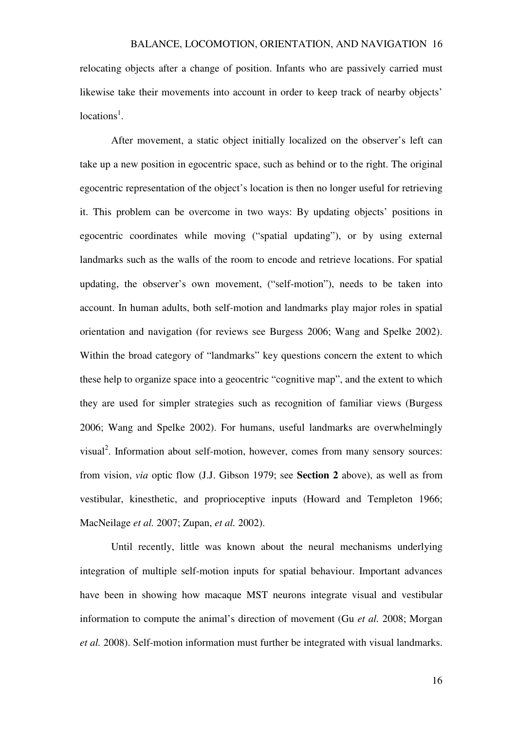relocating objects after a change of position. Infants who are passively carried must likewise take their movements into account in order to keep track of nearby objects' locations[1].

After movement, a static object initially localized on the observer's left can take up a new position in egocentric space, such as behind or to the right. The original egocentric representation of the object's location is then no longer useful for retrieving it. This problem can be overcome in two ways: By updating objects' positions in egocentric coordinates while moving ("spatial updating"), or by using external landmarks such as the walls of the room to encode and retrieve locations. For spatial updating, the observer's own movement, ("self-motion"), needs to be taken into account. In human adults, both self-motion and landmarks play major roles in spatial orientation and navigation (for reviews see Burgess 2006; Wang and Spelke 2002). Within the broad category of "landmarks" key questions concern the extent to which these help to organize space into a geocentric "cognitive map", and the extent to which they are used for simpler strategies such as recognition of familiar views (Burgess 2006; Wang and Spelke 2002). For humans, useful landmarks are overwhelmingly visual[2]. Information about self-motion, however, comes from many sensory sources: from vision, *via* optic flow (J.J. Gibson 1979; see **Section 2** above), as well as from vestibular, kinesthetic, and proprioceptive inputs (Howard and Templeton 1966; MacNeilage *et al.* 2007; Zupan, *et al.* 2002).

Until recently, little was known about the neural mechanisms underlying integration of multiple self-motion inputs for spatial behaviour. Important advances have been in showing how macaque MST neurons integrate visual and vestibular information to compute the animal's direction of movement (Gu *et al.* 2008; Morgan *et al.* 2008). Self-motion information must further be integrated with visual landmarks.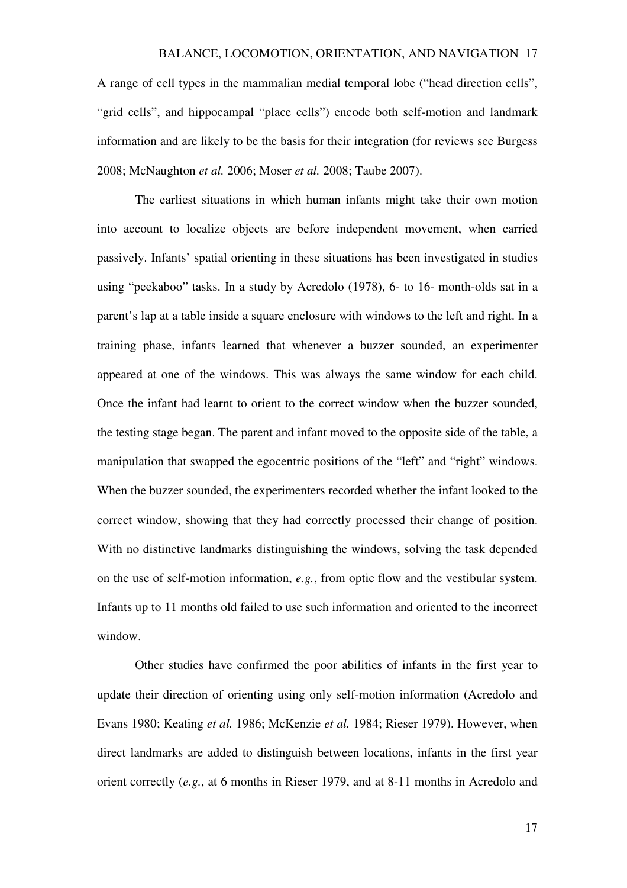A range of cell types in the mammalian medial temporal lobe ("head direction cells", "grid cells", and hippocampal "place cells") encode both self-motion and landmark information and are likely to be the basis for their integration (for reviews see Burgess 2008; McNaughton *et al.* 2006; Moser *et al.* 2008; Taube 2007).

The earliest situations in which human infants might take their own motion into account to localize objects are before independent movement, when carried passively. Infants' spatial orienting in these situations has been investigated in studies using "peekaboo" tasks. In a study by Acredolo (1978), 6- to 16- month-olds sat in a parent's lap at a table inside a square enclosure with windows to the left and right. In a training phase, infants learned that whenever a buzzer sounded, an experimenter appeared at one of the windows. This was always the same window for each child. Once the infant had learnt to orient to the correct window when the buzzer sounded, the testing stage began. The parent and infant moved to the opposite side of the table, a manipulation that swapped the egocentric positions of the "left" and "right" windows. When the buzzer sounded, the experimenters recorded whether the infant looked to the correct window, showing that they had correctly processed their change of position. With no distinctive landmarks distinguishing the windows, solving the task depended on the use of self-motion information, *e.g.*, from optic flow and the vestibular system. Infants up to 11 months old failed to use such information and oriented to the incorrect window.

Other studies have confirmed the poor abilities of infants in the first year to update their direction of orienting using only self-motion information (Acredolo and Evans 1980; Keating *et al.* 1986; McKenzie *et al.* 1984; Rieser 1979). However, when direct landmarks are added to distinguish between locations, infants in the first year orient correctly (*e.g.*, at 6 months in Rieser 1979, and at 8-11 months in Acredolo and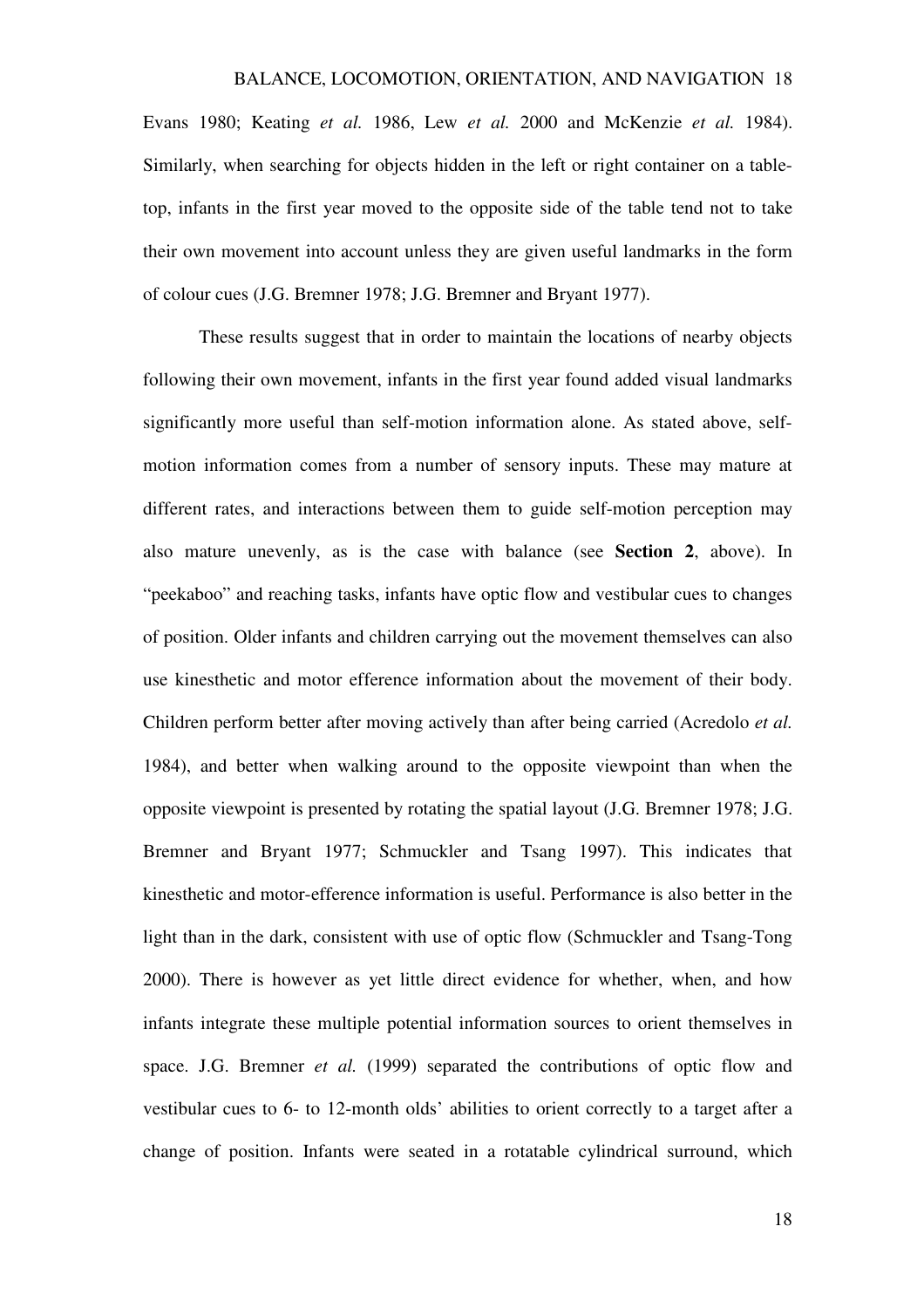Evans 1980; Keating *et al.* 1986, Lew *et al.* 2000 and McKenzie *et al.* 1984). Similarly, when searching for objects hidden in the left or right container on a table-top, infants in the first year moved to the opposite side of the table tend not to take their own movement into account unless they are given useful landmarks in the form of colour cues (J.G. Bremner 1978; J.G. Bremner and Bryant 1977).

These results suggest that in order to maintain the locations of nearby objects following their own movement, infants in the first year found added visual landmarks significantly more useful than self-motion information alone. As stated above, self-motion information comes from a number of sensory inputs. These may mature at different rates, and interactions between them to guide self-motion perception may also mature unevenly, as is the case with balance (see **Section 2**, above). In "peekaboo" and reaching tasks, infants have optic flow and vestibular cues to changes of position. Older infants and children carrying out the movement themselves can also use kinesthetic and motor efference information about the movement of their body. Children perform better after moving actively than after being carried (Acredolo *et al.* 1984), and better when walking around to the opposite viewpoint than when the opposite viewpoint is presented by rotating the spatial layout (J.G. Bremner 1978; J.G. Bremner and Bryant 1977; Schmuckler and Tsang 1997). This indicates that kinesthetic and motor-efference information is useful. Performance is also better in the light than in the dark, consistent with use of optic flow (Schmuckler and Tsang-Tong 2000). There is however as yet little direct evidence for whether, when, and how infants integrate these multiple potential information sources to orient themselves in space. J.G. Bremner *et al.* (1999) separated the contributions of optic flow and vestibular cues to 6- to 12-month olds' abilities to orient correctly to a target after a change of position. Infants were seated in a rotatable cylindrical surround, which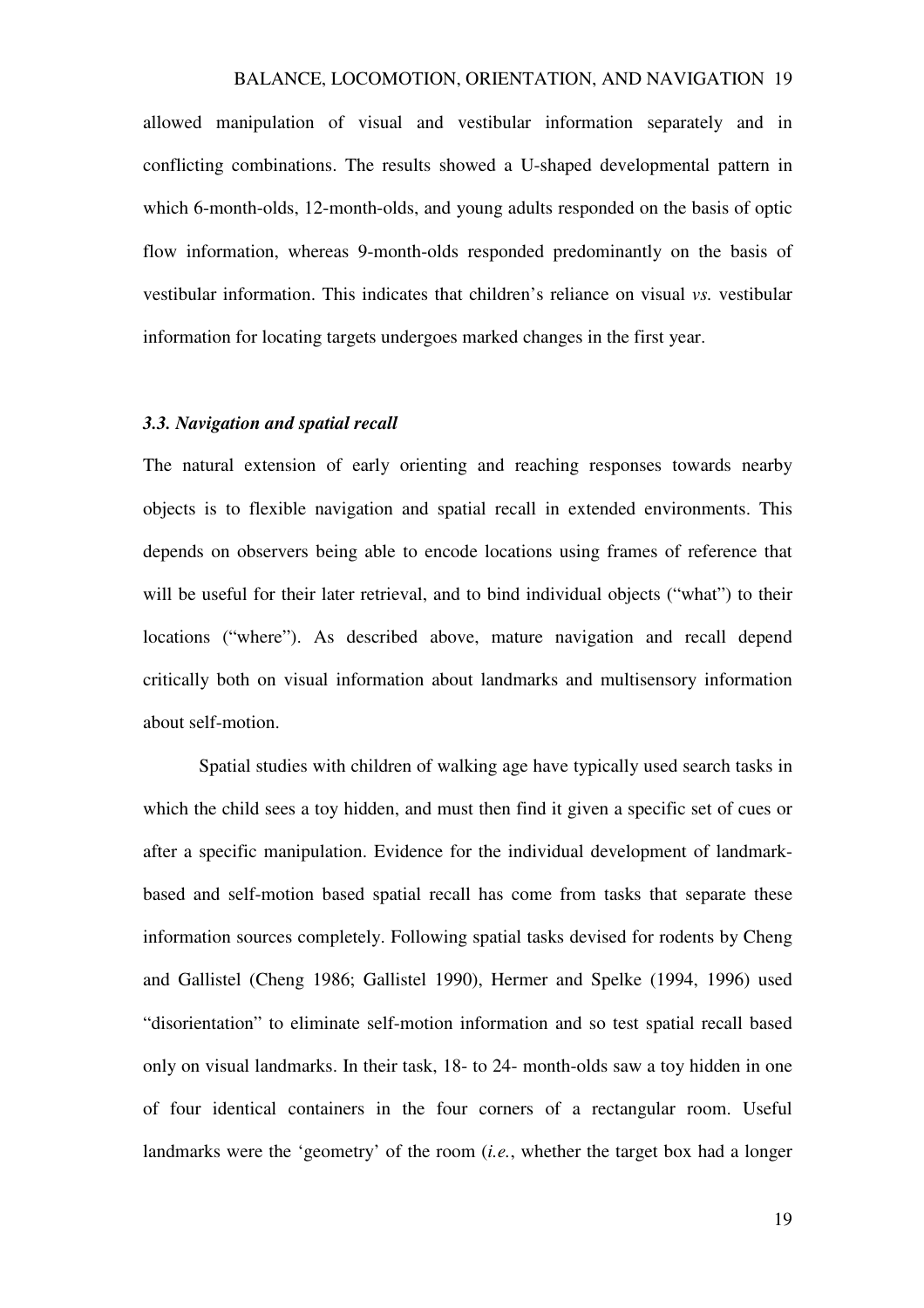allowed manipulation of visual and vestibular information separately and in conflicting combinations. The results showed a U-shaped developmental pattern in which 6-month-olds, 12-month-olds, and young adults responded on the basis of optic flow information, whereas 9-month-olds responded predominantly on the basis of vestibular information. This indicates that children's reliance on visual *vs.* vestibular information for locating targets undergoes marked changes in the first year.

### *3.3. Navigation and spatial recall*

The natural extension of early orienting and reaching responses towards nearby objects is to flexible navigation and spatial recall in extended environments. This depends on observers being able to encode locations using frames of reference that will be useful for their later retrieval, and to bind individual objects ("what") to their locations ("where"). As described above, mature navigation and recall depend critically both on visual information about landmarks and multisensory information about self-motion.

Spatial studies with children of walking age have typically used search tasks in which the child sees a toy hidden, and must then find it given a specific set of cues or after a specific manipulation. Evidence for the individual development of landmark-based and self-motion based spatial recall has come from tasks that separate these information sources completely. Following spatial tasks devised for rodents by Cheng and Gallistel (Cheng 1986; Gallistel 1990), Hermer and Spelke (1994, 1996) used "disorientation" to eliminate self-motion information and so test spatial recall based only on visual landmarks. In their task, 18- to 24- month-olds saw a toy hidden in one of four identical containers in the four corners of a rectangular room. Useful landmarks were the 'geometry' of the room (*i.e.*, whether the target box had a longer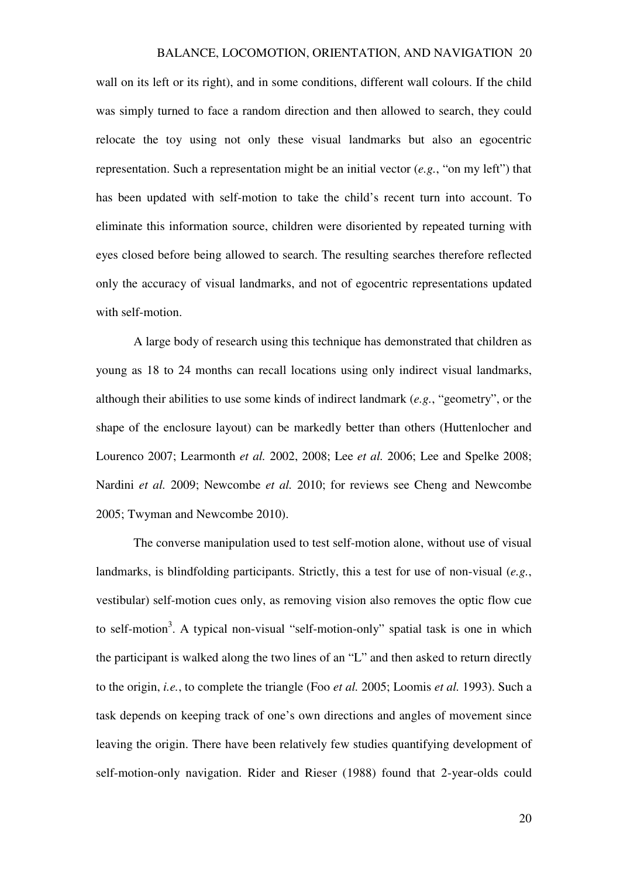wall on its left or its right), and in some conditions, different wall colours. If the child was simply turned to face a random direction and then allowed to search, they could relocate the toy using not only these visual landmarks but also an egocentric representation. Such a representation might be an initial vector (*e.g.*, "on my left") that has been updated with self-motion to take the child's recent turn into account. To eliminate this information source, children were disoriented by repeated turning with eyes closed before being allowed to search. The resulting searches therefore reflected only the accuracy of visual landmarks, and not of egocentric representations updated with self-motion.

A large body of research using this technique has demonstrated that children as young as 18 to 24 months can recall locations using only indirect visual landmarks, although their abilities to use some kinds of indirect landmark (*e.g.*, "geometry", or the shape of the enclosure layout) can be markedly better than others (Huttenlocher and Lourenco 2007; Learmonth *et al.* 2002, 2008; Lee *et al.* 2006; Lee and Spelke 2008; Nardini *et al.* 2009; Newcombe *et al.* 2010; for reviews see Cheng and Newcombe 2005; Twyman and Newcombe 2010).

The converse manipulation used to test self-motion alone, without use of visual landmarks, is blindfolding participants. Strictly, this a test for use of non-visual (*e.g.*, vestibular) self-motion cues only, as removing vision also removes the optic flow cue to self-motion[3]. A typical non-visual "self-motion-only" spatial task is one in which the participant is walked along the two lines of an "L" and then asked to return directly to the origin, *i.e.*, to complete the triangle (Foo *et al.* 2005; Loomis *et al.* 1993). Such a task depends on keeping track of one's own directions and angles of movement since leaving the origin. There have been relatively few studies quantifying development of self-motion-only navigation. Rider and Rieser (1988) found that 2-year-olds could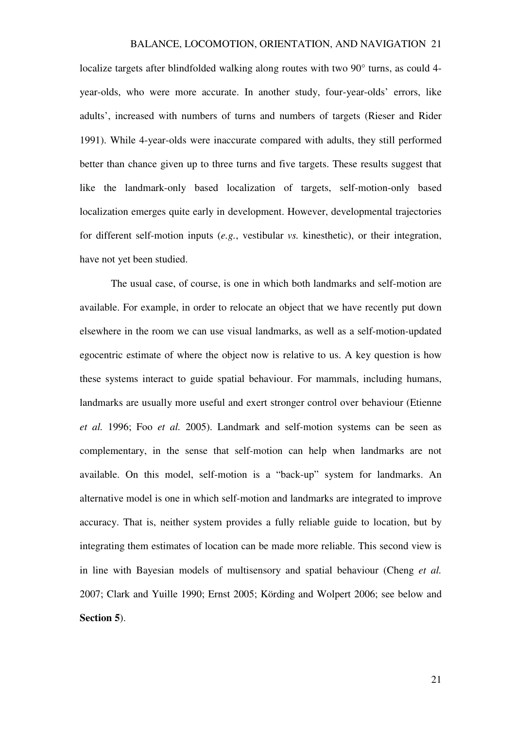localize targets after blindfolded walking along routes with two 90° turns, as could 4-year-olds, who were more accurate. In another study, four-year-olds' errors, like adults', increased with numbers of turns and numbers of targets (Rieser and Rider 1991). While 4-year-olds were inaccurate compared with adults, they still performed better than chance given up to three turns and five targets. These results suggest that like the landmark-only based localization of targets, self-motion-only based localization emerges quite early in development. However, developmental trajectories for different self-motion inputs (*e.g.*, vestibular *vs.* kinesthetic), or their integration, have not yet been studied.

The usual case, of course, is one in which both landmarks and self-motion are available. For example, in order to relocate an object that we have recently put down elsewhere in the room we can use visual landmarks, as well as a self-motion-updated egocentric estimate of where the object now is relative to us. A key question is how these systems interact to guide spatial behaviour. For mammals, including humans, landmarks are usually more useful and exert stronger control over behaviour (Etienne *et al.* 1996; Foo *et al.* 2005). Landmark and self-motion systems can be seen as complementary, in the sense that self-motion can help when landmarks are not available. On this model, self-motion is a "back-up" system for landmarks. An alternative model is one in which self-motion and landmarks are integrated to improve accuracy. That is, neither system provides a fully reliable guide to location, but by integrating them estimates of location can be made more reliable. This second view is in line with Bayesian models of multisensory and spatial behaviour (Cheng *et al.* 2007; Clark and Yuille 1990; Ernst 2005; Körding and Wolpert 2006; see below and **Section 5**).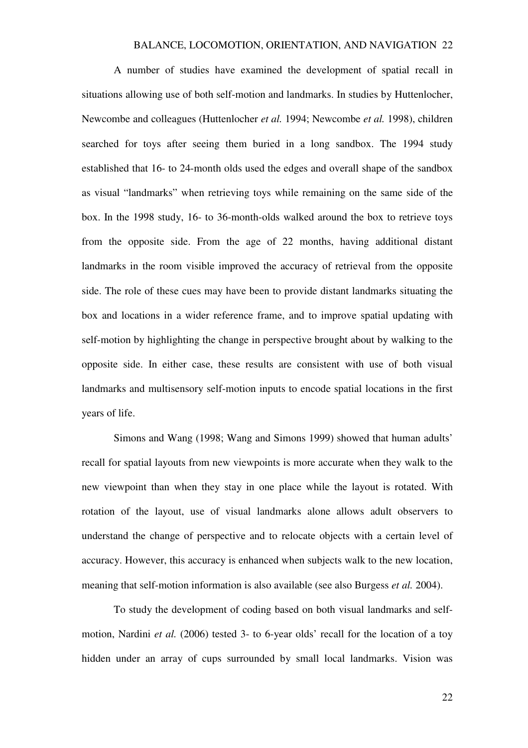A number of studies have examined the development of spatial recall in situations allowing use of both self-motion and landmarks. In studies by Huttenlocher, Newcombe and colleagues (Huttenlocher *et al.* 1994; Newcombe *et al.* 1998), children searched for toys after seeing them buried in a long sandbox. The 1994 study established that 16- to 24-month olds used the edges and overall shape of the sandbox as visual "landmarks" when retrieving toys while remaining on the same side of the box. In the 1998 study, 16- to 36-month-olds walked around the box to retrieve toys from the opposite side. From the age of 22 months, having additional distant landmarks in the room visible improved the accuracy of retrieval from the opposite side. The role of these cues may have been to provide distant landmarks situating the box and locations in a wider reference frame, and to improve spatial updating with self-motion by highlighting the change in perspective brought about by walking to the opposite side. In either case, these results are consistent with use of both visual landmarks and multisensory self-motion inputs to encode spatial locations in the first years of life.

Simons and Wang (1998; Wang and Simons 1999) showed that human adults' recall for spatial layouts from new viewpoints is more accurate when they walk to the new viewpoint than when they stay in one place while the layout is rotated. With rotation of the layout, use of visual landmarks alone allows adult observers to understand the change of perspective and to relocate objects with a certain level of accuracy. However, this accuracy is enhanced when subjects walk to the new location, meaning that self-motion information is also available (see also Burgess *et al.* 2004).

To study the development of coding based on both visual landmarks and self-motion, Nardini *et al.* (2006) tested 3- to 6-year olds' recall for the location of a toy hidden under an array of cups surrounded by small local landmarks. Vision was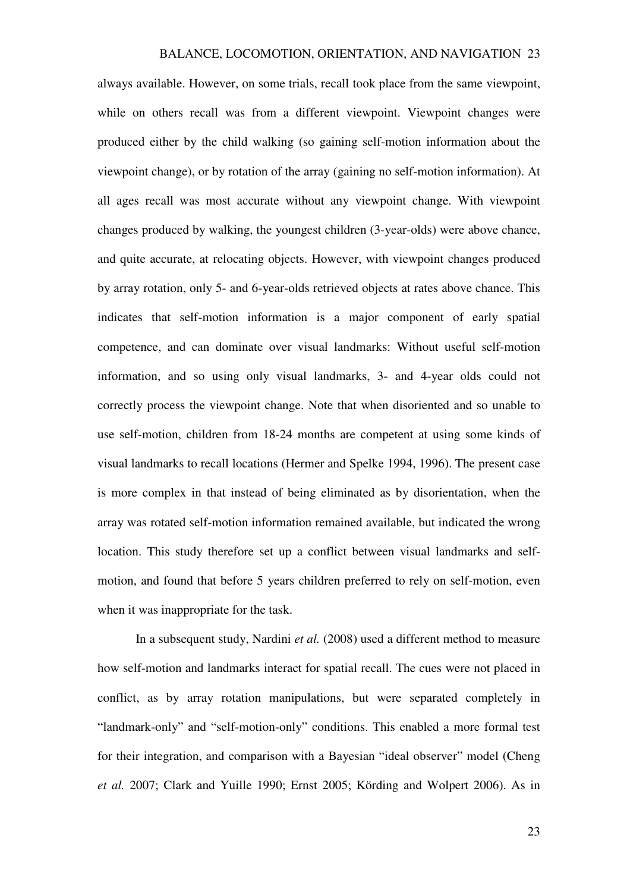always available. However, on some trials, recall took place from the same viewpoint, while on others recall was from a different viewpoint. Viewpoint changes were produced either by the child walking (so gaining self-motion information about the viewpoint change), or by rotation of the array (gaining no self-motion information). At all ages recall was most accurate without any viewpoint change. With viewpoint changes produced by walking, the youngest children (3-year-olds) were above chance, and quite accurate, at relocating objects. However, with viewpoint changes produced by array rotation, only 5- and 6-year-olds retrieved objects at rates above chance. This indicates that self-motion information is a major component of early spatial competence, and can dominate over visual landmarks: Without useful self-motion information, and so using only visual landmarks, 3- and 4-year olds could not correctly process the viewpoint change. Note that when disoriented and so unable to use self-motion, children from 18-24 months are competent at using some kinds of visual landmarks to recall locations (Hermer and Spelke 1994, 1996). The present case is more complex in that instead of being eliminated as by disorientation, when the array was rotated self-motion information remained available, but indicated the wrong location. This study therefore set up a conflict between visual landmarks and self-motion, and found that before 5 years children preferred to rely on self-motion, even when it was inappropriate for the task.

In a subsequent study, Nardini *et al.* (2008) used a different method to measure how self-motion and landmarks interact for spatial recall. The cues were not placed in conflict, as by array rotation manipulations, but were separated completely in "landmark-only" and "self-motion-only" conditions. This enabled a more formal test for their integration, and comparison with a Bayesian "ideal observer" model (Cheng *et al.* 2007; Clark and Yuille 1990; Ernst 2005; Körding and Wolpert 2006). As in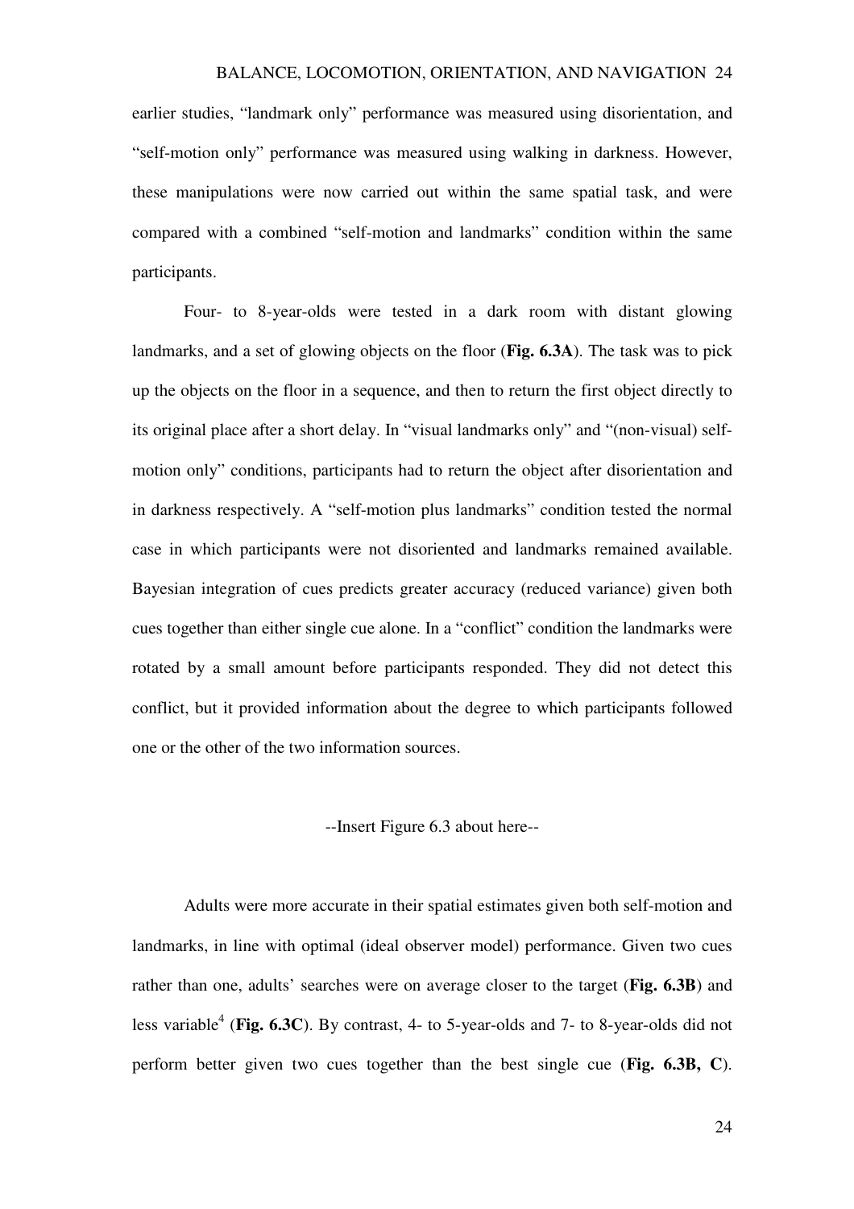earlier studies, "landmark only" performance was measured using disorientation, and "self-motion only" performance was measured using walking in darkness. However, these manipulations were now carried out within the same spatial task, and were compared with a combined "self-motion and landmarks" condition within the same participants.

Four- to 8-year-olds were tested in a dark room with distant glowing landmarks, and a set of glowing objects on the floor (**Fig. 6.3A**). The task was to pick up the objects on the floor in a sequence, and then to return the first object directly to its original place after a short delay. In "visual landmarks only" and "(non-visual) self-motion only" conditions, participants had to return the object after disorientation and in darkness respectively. A "self-motion plus landmarks" condition tested the normal case in which participants were not disoriented and landmarks remained available. Bayesian integration of cues predicts greater accuracy (reduced variance) given both cues together than either single cue alone. In a "conflict" condition the landmarks were rotated by a small amount before participants responded. They did not detect this conflict, but it provided information about the degree to which participants followed one or the other of the two information sources.

--Insert Figure 6.3 about here--

Adults were more accurate in their spatial estimates given both self-motion and landmarks, in line with optimal (ideal observer model) performance. Given two cues rather than one, adults' searches were on average closer to the target (**Fig. 6.3B**) and less variable[4] (**Fig. 6.3C**). By contrast, 4- to 5-year-olds and 7- to 8-year-olds did not perform better given two cues together than the best single cue (**Fig. 6.3B, C**).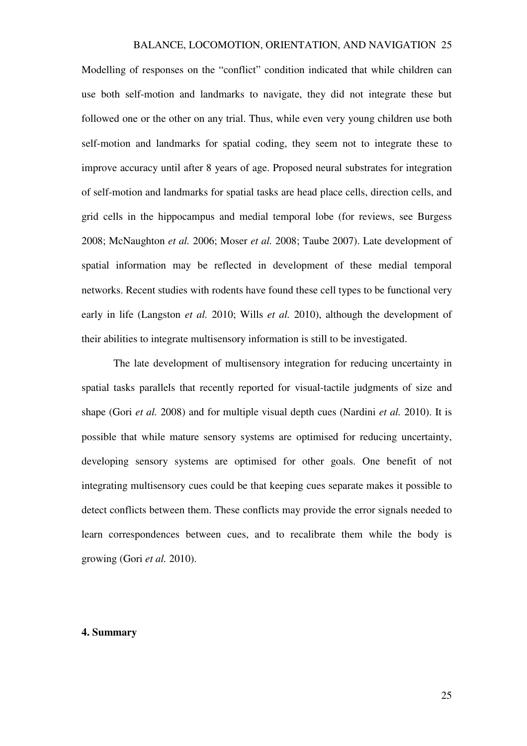Modelling of responses on the "conflict" condition indicated that while children can use both self-motion and landmarks to navigate, they did not integrate these but followed one or the other on any trial. Thus, while even very young children use both self-motion and landmarks for spatial coding, they seem not to integrate these to improve accuracy until after 8 years of age. Proposed neural substrates for integration of self-motion and landmarks for spatial tasks are head place cells, direction cells, and grid cells in the hippocampus and medial temporal lobe (for reviews, see Burgess 2008; McNaughton *et al.* 2006; Moser *et al.* 2008; Taube 2007). Late development of spatial information may be reflected in development of these medial temporal networks. Recent studies with rodents have found these cell types to be functional very early in life (Langston *et al.* 2010; Wills *et al.* 2010), although the development of their abilities to integrate multisensory information is still to be investigated.

The late development of multisensory integration for reducing uncertainty in spatial tasks parallels that recently reported for visual-tactile judgments of size and shape (Gori *et al.* 2008) and for multiple visual depth cues (Nardini *et al.* 2010). It is possible that while mature sensory systems are optimised for reducing uncertainty, developing sensory systems are optimised for other goals. One benefit of not integrating multisensory cues could be that keeping cues separate makes it possible to detect conflicts between them. These conflicts may provide the error signals needed to learn correspondences between cues, and to recalibrate them while the body is growing (Gori *et al.* 2010).

## 4. Summary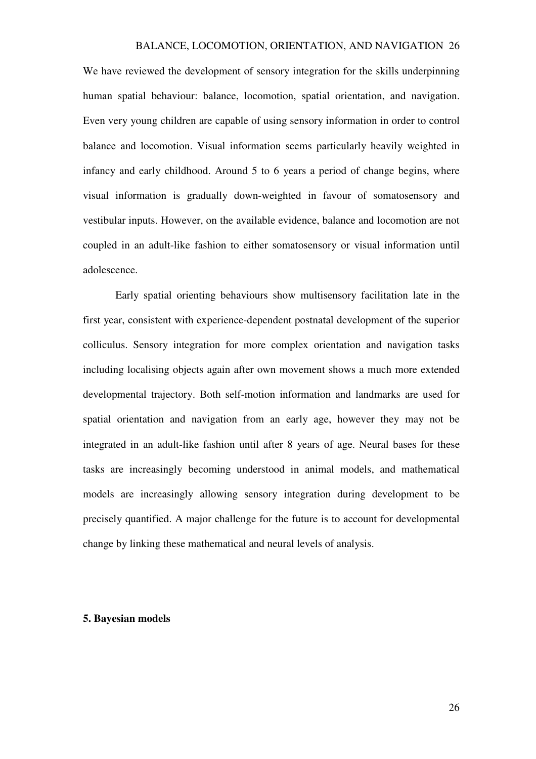We have reviewed the development of sensory integration for the skills underpinning human spatial behaviour: balance, locomotion, spatial orientation, and navigation. Even very young children are capable of using sensory information in order to control balance and locomotion. Visual information seems particularly heavily weighted in infancy and early childhood. Around 5 to 6 years a period of change begins, where visual information is gradually down-weighted in favour of somatosensory and vestibular inputs. However, on the available evidence, balance and locomotion are not coupled in an adult-like fashion to either somatosensory or visual information until adolescence.

Early spatial orienting behaviours show multisensory facilitation late in the first year, consistent with experience-dependent postnatal development of the superior colliculus. Sensory integration for more complex orientation and navigation tasks including localising objects again after own movement shows a much more extended developmental trajectory. Both self-motion information and landmarks are used for spatial orientation and navigation from an early age, however they may not be integrated in an adult-like fashion until after 8 years of age. Neural bases for these tasks are increasingly becoming understood in animal models, and mathematical models are increasingly allowing sensory integration during development to be precisely quantified. A major challenge for the future is to account for developmental change by linking these mathematical and neural levels of analysis.

## 5. Bayesian models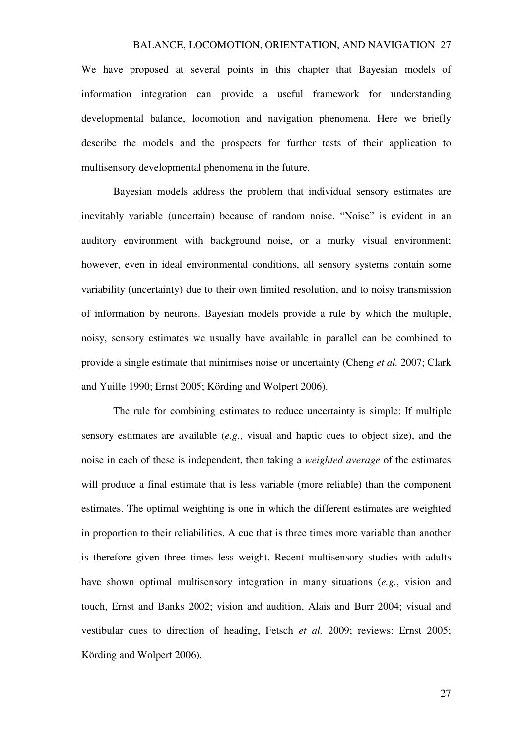We have proposed at several points in this chapter that Bayesian models of information integration can provide a useful framework for understanding developmental balance, locomotion and navigation phenomena. Here we briefly describe the models and the prospects for further tests of their application to multisensory developmental phenomena in the future.

Bayesian models address the problem that individual sensory estimates are inevitably variable (uncertain) because of random noise. "Noise" is evident in an auditory environment with background noise, or a murky visual environment; however, even in ideal environmental conditions, all sensory systems contain some variability (uncertainty) due to their own limited resolution, and to noisy transmission of information by neurons. Bayesian models provide a rule by which the multiple, noisy, sensory estimates we usually have available in parallel can be combined to provide a single estimate that minimises noise or uncertainty (Cheng *et al.* 2007; Clark and Yuille 1990; Ernst 2005; Körding and Wolpert 2006).

The rule for combining estimates to reduce uncertainty is simple: If multiple sensory estimates are available (*e.g.*, visual and haptic cues to object size), and the noise in each of these is independent, then taking a *weighted average* of the estimates will produce a final estimate that is less variable (more reliable) than the component estimates. The optimal weighting is one in which the different estimates are weighted in proportion to their reliabilities. A cue that is three times more variable than another is therefore given three times less weight. Recent multisensory studies with adults have shown optimal multisensory integration in many situations (*e.g.*, vision and touch, Ernst and Banks 2002; vision and audition, Alais and Burr 2004; visual and vestibular cues to direction of heading, Fetsch *et al.* 2009; reviews: Ernst 2005; Körding and Wolpert 2006).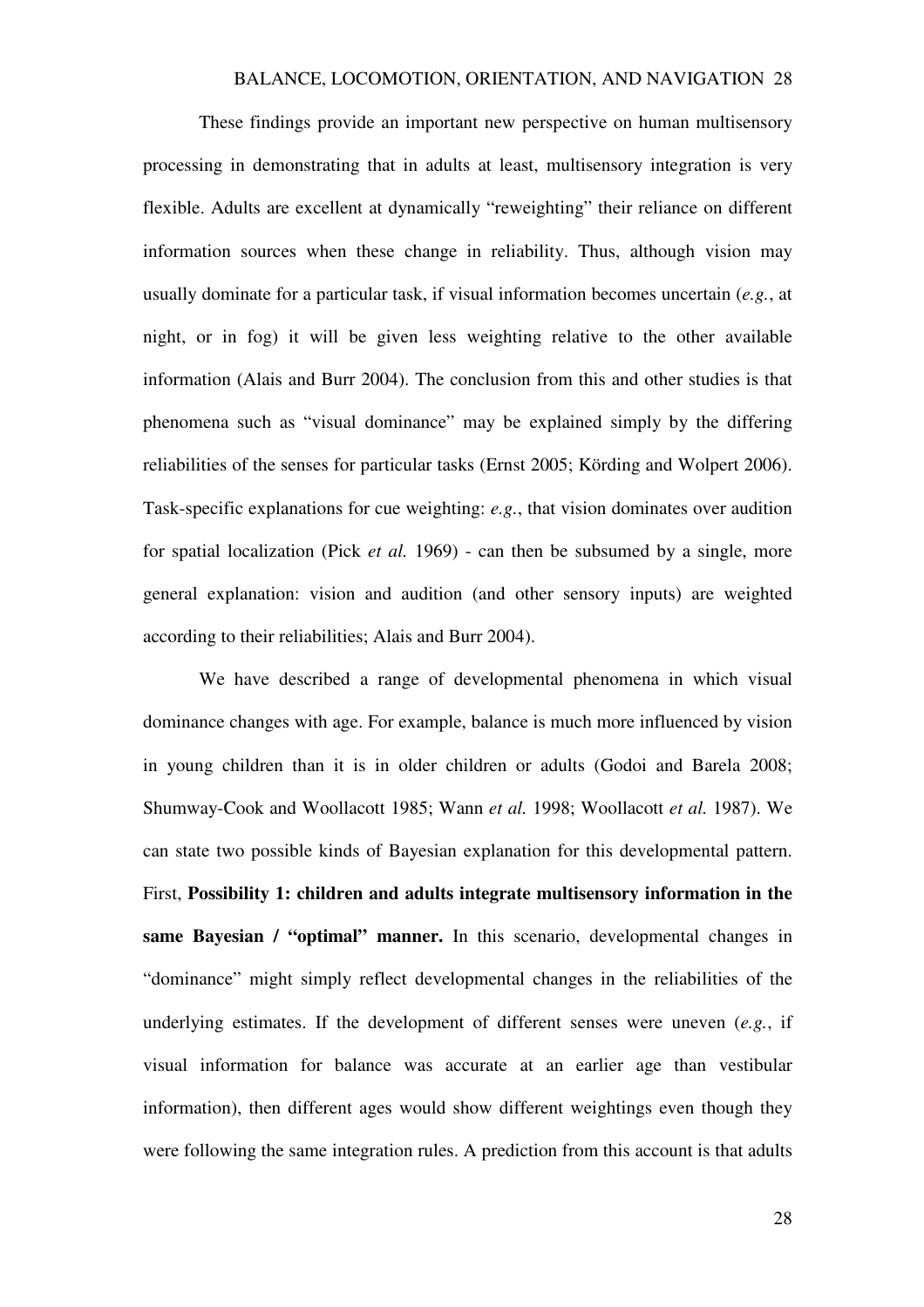These findings provide an important new perspective on human multisensory processing in demonstrating that in adults at least, multisensory integration is very flexible. Adults are excellent at dynamically "reweighting" their reliance on different information sources when these change in reliability. Thus, although vision may usually dominate for a particular task, if visual information becomes uncertain (*e.g.*, at night, or in fog) it will be given less weighting relative to the other available information (Alais and Burr 2004). The conclusion from this and other studies is that phenomena such as "visual dominance" may be explained simply by the differing reliabilities of the senses for particular tasks (Ernst 2005; Körding and Wolpert 2006). Task-specific explanations for cue weighting: *e.g.*, that vision dominates over audition for spatial localization (Pick *et al.* 1969) - can then be subsumed by a single, more general explanation: vision and audition (and other sensory inputs) are weighted according to their reliabilities; Alais and Burr 2004).

We have described a range of developmental phenomena in which visual dominance changes with age. For example, balance is much more influenced by vision in young children than it is in older children or adults (Godoi and Barela 2008; Shumway-Cook and Woollacott 1985; Wann *et al.* 1998; Woollacott *et al.* 1987). We can state two possible kinds of Bayesian explanation for this developmental pattern. First, **Possibility 1: children and adults integrate multisensory information in the same Bayesian / "optimal" manner.** In this scenario, developmental changes in "dominance" might simply reflect developmental changes in the reliabilities of the underlying estimates. If the development of different senses were uneven (*e.g.*, if visual information for balance was accurate at an earlier age than vestibular information), then different ages would show different weightings even though they were following the same integration rules. A prediction from this account is that adults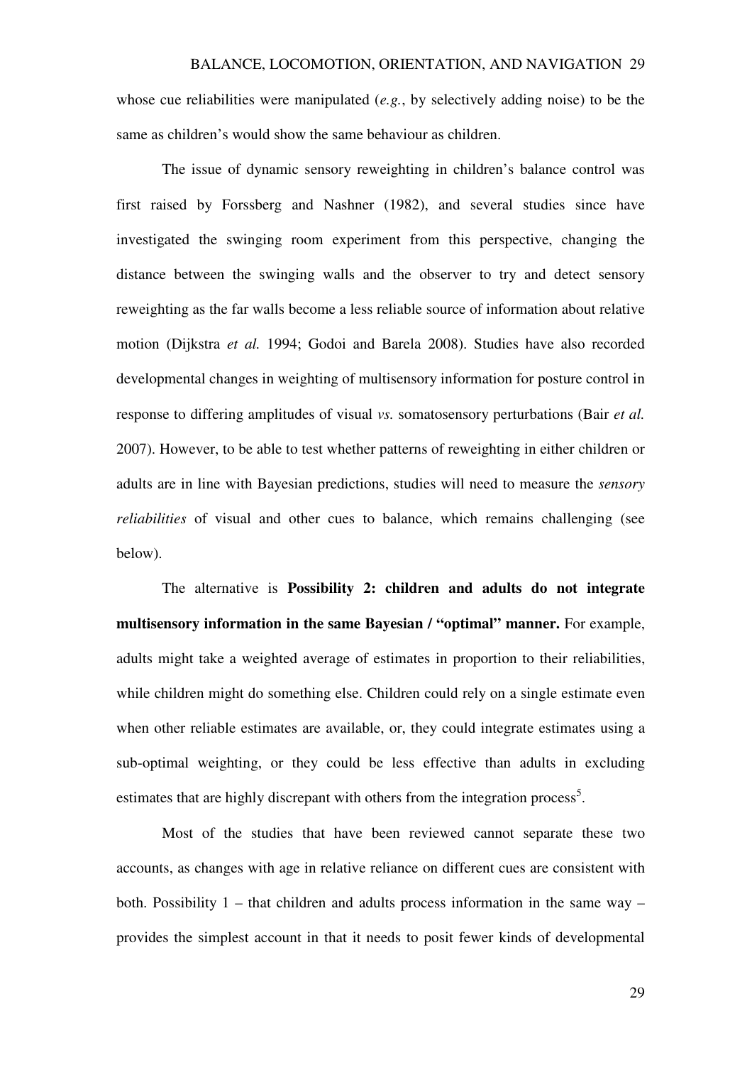whose cue reliabilities were manipulated (*e.g.*, by selectively adding noise) to be the same as children's would show the same behaviour as children.

The issue of dynamic sensory reweighting in children's balance control was first raised by Forssberg and Nashner (1982), and several studies since have investigated the swinging room experiment from this perspective, changing the distance between the swinging walls and the observer to try and detect sensory reweighting as the far walls become a less reliable source of information about relative motion (Dijkstra *et al.* 1994; Godoi and Barela 2008). Studies have also recorded developmental changes in weighting of multisensory information for posture control in response to differing amplitudes of visual *vs.* somatosensory perturbations (Bair *et al.* 2007). However, to be able to test whether patterns of reweighting in either children or adults are in line with Bayesian predictions, studies will need to measure the *sensory reliabilities* of visual and other cues to balance, which remains challenging (see below).

The alternative is **Possibility 2: children and adults do not integrate multisensory information in the same Bayesian / "optimal" manner.** For example, adults might take a weighted average of estimates in proportion to their reliabilities, while children might do something else. Children could rely on a single estimate even when other reliable estimates are available, or, they could integrate estimates using a sub-optimal weighting, or they could be less effective than adults in excluding estimates that are highly discrepant with others from the integration process[5].

Most of the studies that have been reviewed cannot separate these two accounts, as changes with age in relative reliance on different cues are consistent with both. Possibility 1 – that children and adults process information in the same way – provides the simplest account in that it needs to posit fewer kinds of developmental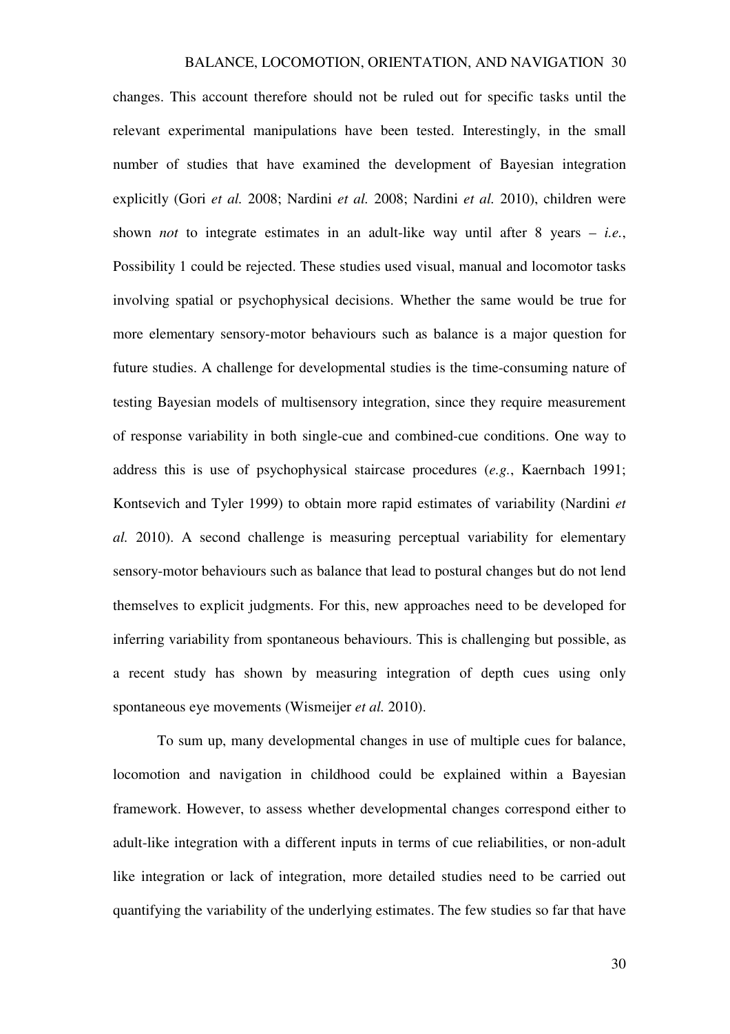changes. This account therefore should not be ruled out for specific tasks until the relevant experimental manipulations have been tested. Interestingly, in the small number of studies that have examined the development of Bayesian integration explicitly (Gori *et al.* 2008; Nardini *et al.* 2008; Nardini *et al.* 2010), children were shown *not* to integrate estimates in an adult-like way until after 8 years – *i.e.*, Possibility 1 could be rejected. These studies used visual, manual and locomotor tasks involving spatial or psychophysical decisions. Whether the same would be true for more elementary sensory-motor behaviours such as balance is a major question for future studies. A challenge for developmental studies is the time-consuming nature of testing Bayesian models of multisensory integration, since they require measurement of response variability in both single-cue and combined-cue conditions. One way to address this is use of psychophysical staircase procedures (*e.g.*, Kaernbach 1991; Kontsevich and Tyler 1999) to obtain more rapid estimates of variability (Nardini *et al.* 2010). A second challenge is measuring perceptual variability for elementary sensory-motor behaviours such as balance that lead to postural changes but do not lend themselves to explicit judgments. For this, new approaches need to be developed for inferring variability from spontaneous behaviours. This is challenging but possible, as a recent study has shown by measuring integration of depth cues using only spontaneous eye movements (Wismeijer *et al.* 2010).

To sum up, many developmental changes in use of multiple cues for balance, locomotion and navigation in childhood could be explained within a Bayesian framework. However, to assess whether developmental changes correspond either to adult-like integration with a different inputs in terms of cue reliabilities, or non-adult like integration or lack of integration, more detailed studies need to be carried out quantifying the variability of the underlying estimates. The few studies so far that have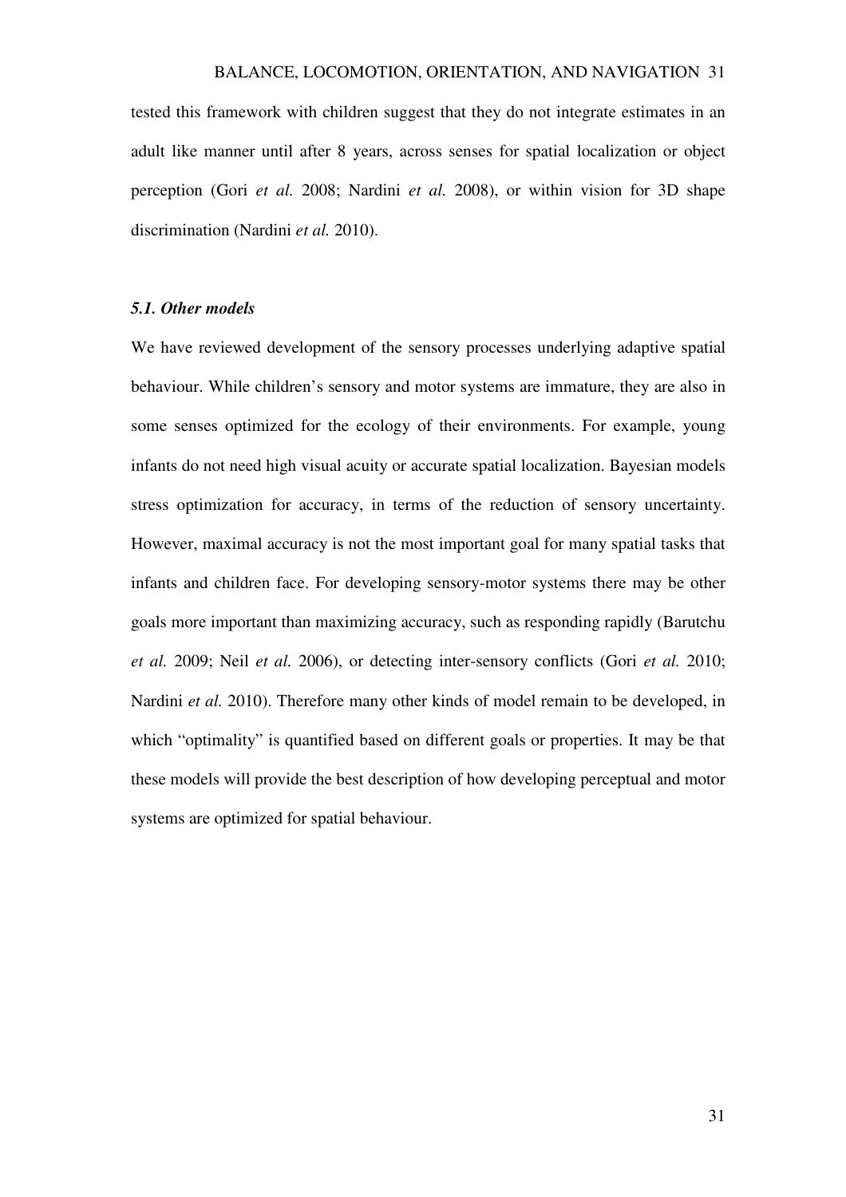tested this framework with children suggest that they do not integrate estimates in an adult like manner until after 8 years, across senses for spatial localization or object perception (Gori *et al.* 2008; Nardini *et al.* 2008), or within vision for 3D shape discrimination (Nardini *et al.* 2010).

### *5.1. Other models*

We have reviewed development of the sensory processes underlying adaptive spatial behaviour. While children's sensory and motor systems are immature, they are also in some senses optimized for the ecology of their environments. For example, young infants do not need high visual acuity or accurate spatial localization. Bayesian models stress optimization for accuracy, in terms of the reduction of sensory uncertainty. However, maximal accuracy is not the most important goal for many spatial tasks that infants and children face. For developing sensory-motor systems there may be other goals more important than maximizing accuracy, such as responding rapidly (Barutchu *et al.* 2009; Neil *et al.* 2006), or detecting inter-sensory conflicts (Gori *et al.* 2010; Nardini *et al.* 2010). Therefore many other kinds of model remain to be developed, in which "optimality" is quantified based on different goals or properties. It may be that these models will provide the best description of how developing perceptual and motor systems are optimized for spatial behaviour.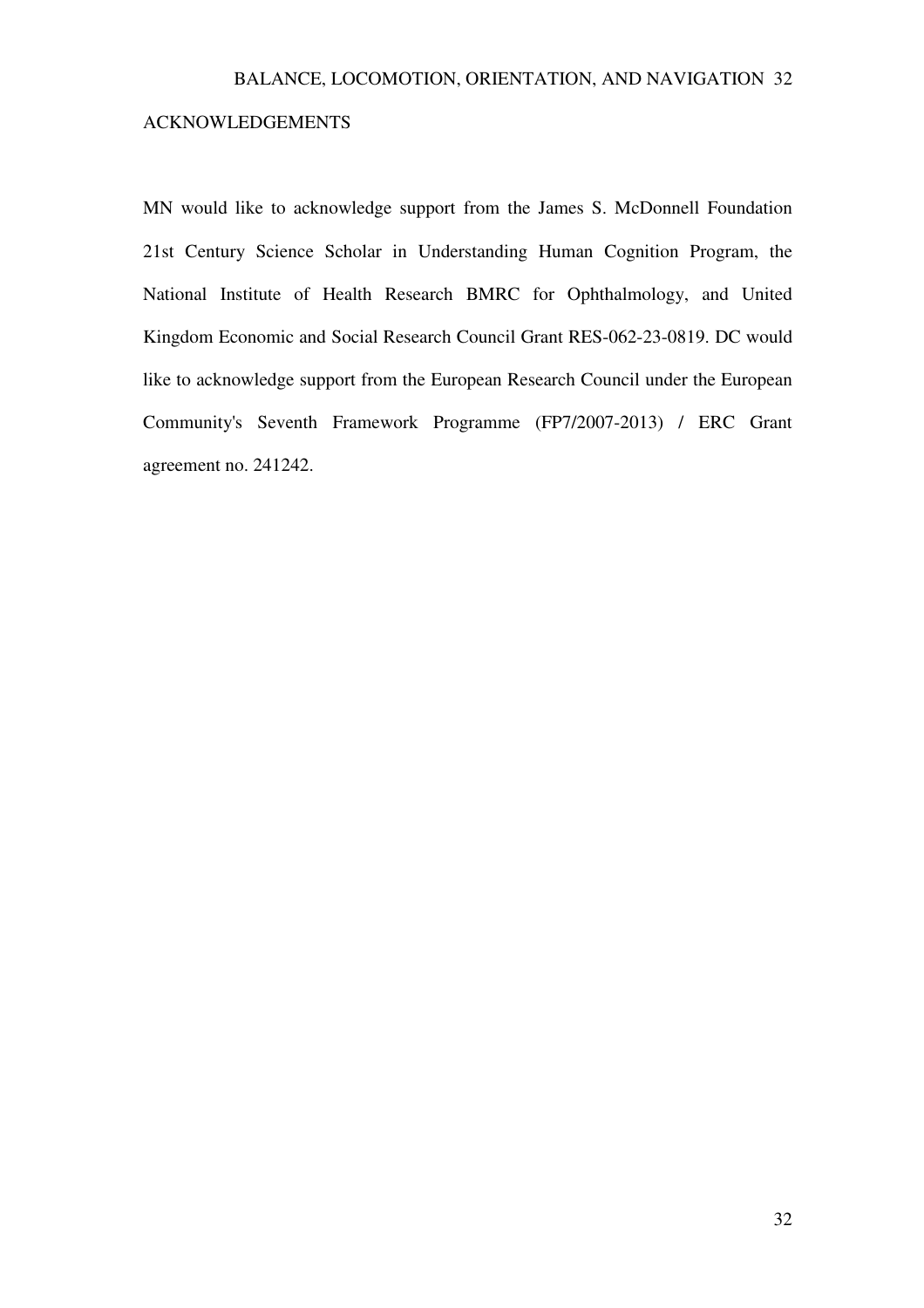## ACKNOWLEDGEMENTS

MN would like to acknowledge support from the James S. McDonnell Foundation 21st Century Science Scholar in Understanding Human Cognition Program, the National Institute of Health Research BMRC for Ophthalmology, and United Kingdom Economic and Social Research Council Grant RES-062-23-0819. DC would like to acknowledge support from the European Research Council under the European Community's Seventh Framework Programme (FP7/2007-2013) / ERC Grant agreement no. 241242.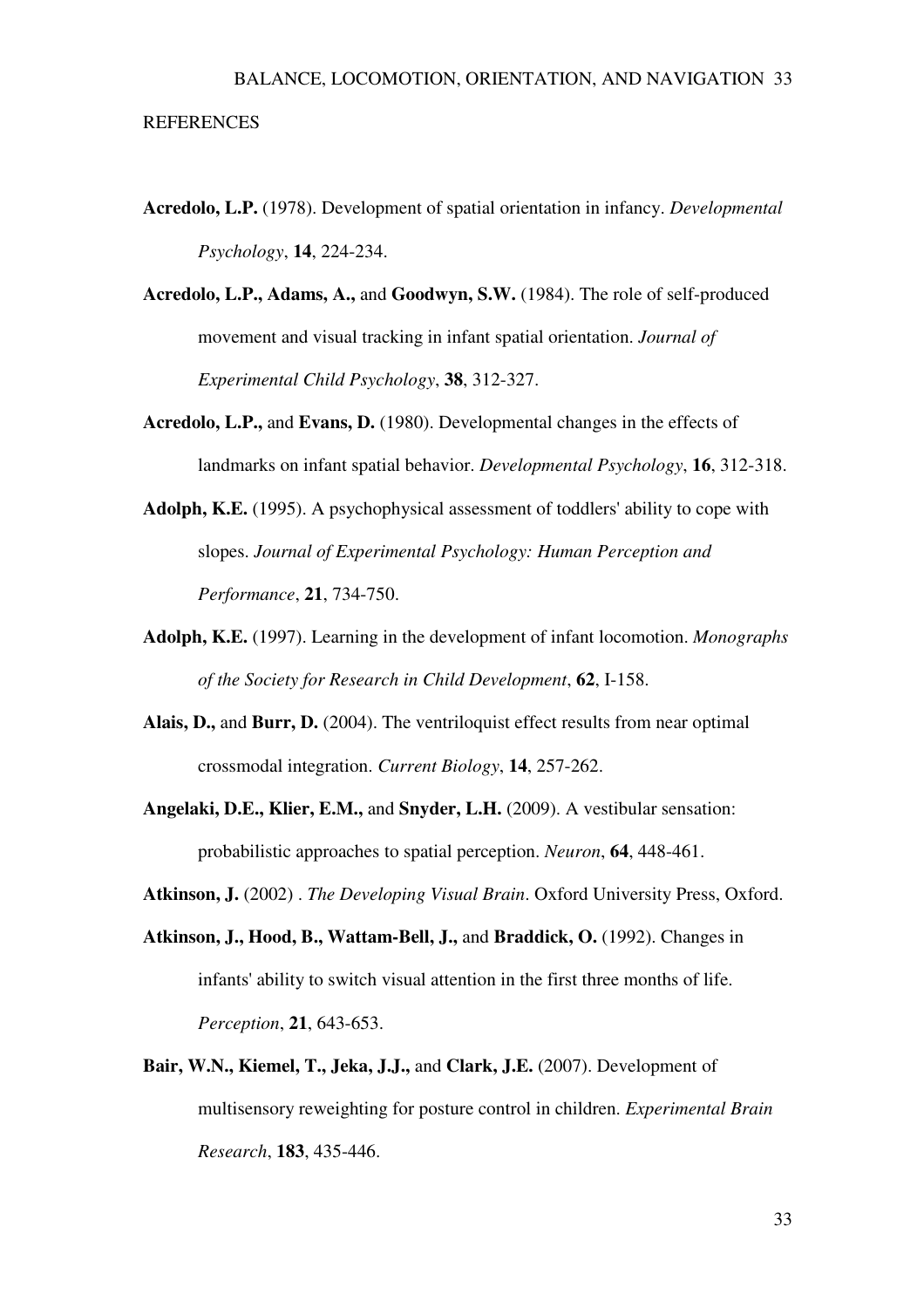REFERENCES

**Acredolo, L.P.** (1978). Development of spatial orientation in infancy. *Developmental Psychology*, **14**, 224-234.

**Acredolo, L.P., Adams, A.,** and **Goodwyn, S.W.** (1984). The role of self-produced movement and visual tracking in infant spatial orientation. *Journal of Experimental Child Psychology*, **38**, 312-327.

**Acredolo, L.P.,** and **Evans, D.** (1980). Developmental changes in the effects of landmarks on infant spatial behavior. *Developmental Psychology*, **16**, 312-318.

**Adolph, K.E.** (1995). A psychophysical assessment of toddlers' ability to cope with slopes. *Journal of Experimental Psychology: Human Perception and Performance*, **21**, 734-750.

**Adolph, K.E.** (1997). Learning in the development of infant locomotion. *Monographs of the Society for Research in Child Development*, **62**, I-158.

**Alais, D.,** and **Burr, D.** (2004). The ventriloquist effect results from near optimal crossmodal integration. *Current Biology*, **14**, 257-262.

**Angelaki, D.E., Klier, E.M.,** and **Snyder, L.H.** (2009). A vestibular sensation: probabilistic approaches to spatial perception. *Neuron*, **64**, 448-461.

**Atkinson, J.** (2002) . *The Developing Visual Brain*. Oxford University Press, Oxford.

**Atkinson, J., Hood, B., Wattam-Bell, J.,** and **Braddick, O.** (1992). Changes in infants' ability to switch visual attention in the first three months of life. *Perception*, **21**, 643-653.

**Bair, W.N., Kiemel, T., Jeka, J.J.,** and **Clark, J.E.** (2007). Development of multisensory reweighting for posture control in children. *Experimental Brain Research*, **183**, 435-446.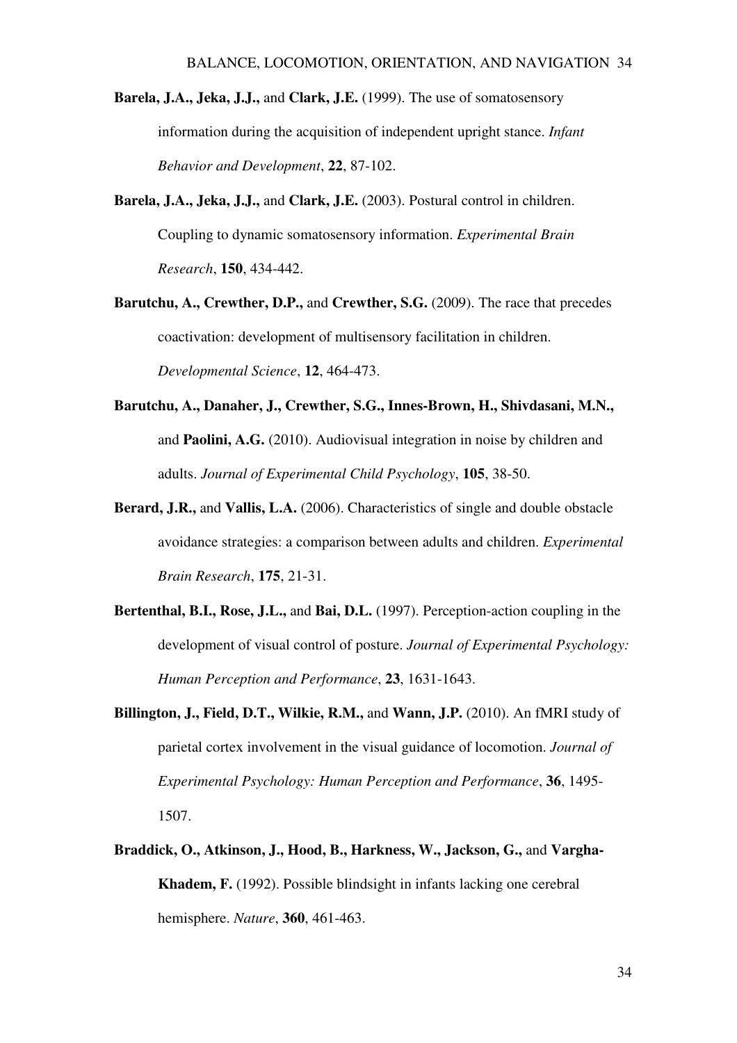**Barela, J.A., Jeka, J.J.,** and **Clark, J.E.** (1999). The use of somatosensory information during the acquisition of independent upright stance. *Infant Behavior and Development*, **22**, 87-102.

**Barela, J.A., Jeka, J.J.,** and **Clark, J.E.** (2003). Postural control in children. Coupling to dynamic somatosensory information. *Experimental Brain Research*, **150**, 434-442.

**Barutchu, A., Crewther, D.P.,** and **Crewther, S.G.** (2009). The race that precedes coactivation: development of multisensory facilitation in children. *Developmental Science*, **12**, 464-473.

**Barutchu, A., Danaher, J., Crewther, S.G., Innes-Brown, H., Shivdasani, M.N.,** and **Paolini, A.G.** (2010). Audiovisual integration in noise by children and adults. *Journal of Experimental Child Psychology*, **105**, 38-50.

**Berard, J.R.,** and **Vallis, L.A.** (2006). Characteristics of single and double obstacle avoidance strategies: a comparison between adults and children. *Experimental Brain Research*, **175**, 21-31.

**Bertenthal, B.I., Rose, J.L.,** and **Bai, D.L.** (1997). Perception-action coupling in the development of visual control of posture. *Journal of Experimental Psychology: Human Perception and Performance*, **23**, 1631-1643.

**Billington, J., Field, D.T., Wilkie, R.M.,** and **Wann, J.P.** (2010). An fMRI study of parietal cortex involvement in the visual guidance of locomotion. *Journal of Experimental Psychology: Human Perception and Performance*, **36**, 1495-1507.

**Braddick, O., Atkinson, J., Hood, B., Harkness, W., Jackson, G.,** and **Vargha-Khadem, F.** (1992). Possible blindsight in infants lacking one cerebral hemisphere. *Nature*, **360**, 461-463.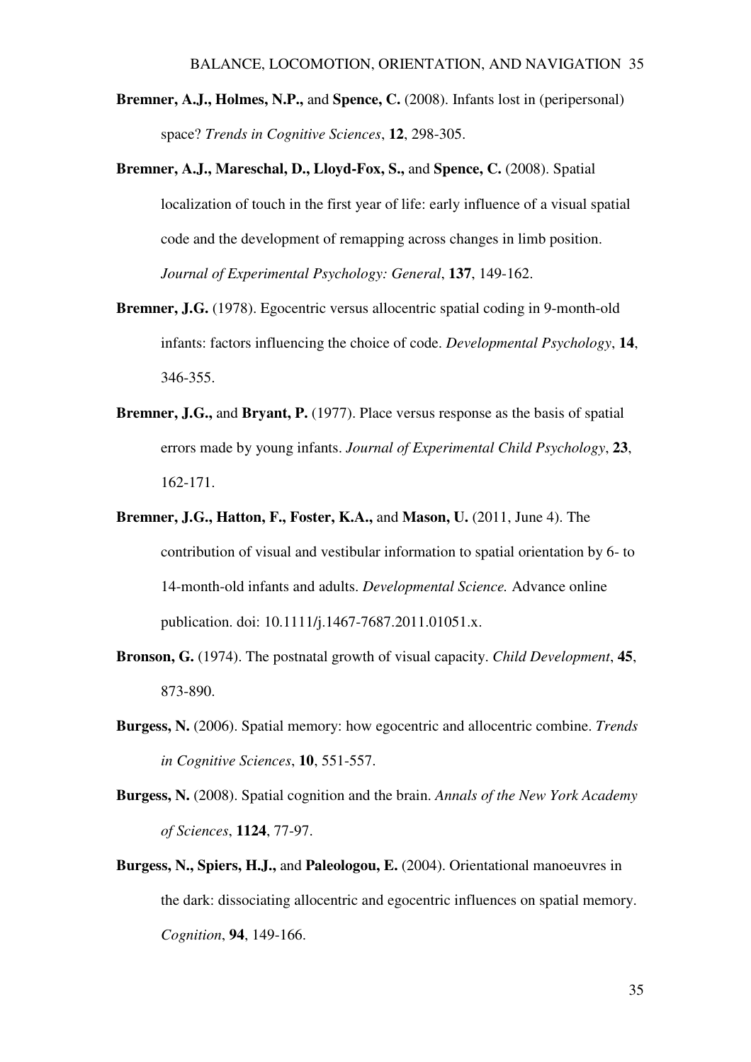**Bremner, A.J., Holmes, N.P.,** and **Spence, C.** (2008). Infants lost in (peripersonal) space? *Trends in Cognitive Sciences*, **12**, 298-305.

**Bremner, A.J., Mareschal, D., Lloyd-Fox, S.,** and **Spence, C.** (2008). Spatial localization of touch in the first year of life: early influence of a visual spatial code and the development of remapping across changes in limb position. *Journal of Experimental Psychology: General*, **137**, 149-162.

**Bremner, J.G.** (1978). Egocentric versus allocentric spatial coding in 9-month-old infants: factors influencing the choice of code. *Developmental Psychology*, **14**, 346-355.

**Bremner, J.G.,** and **Bryant, P.** (1977). Place versus response as the basis of spatial errors made by young infants. *Journal of Experimental Child Psychology*, **23**, 162-171.

**Bremner, J.G., Hatton, F., Foster, K.A.,** and **Mason, U.** (2011, June 4). The contribution of visual and vestibular information to spatial orientation by 6- to 14-month-old infants and adults. *Developmental Science.* Advance online publication. doi: 10.1111/j.1467-7687.2011.01051.x.

**Bronson, G.** (1974). The postnatal growth of visual capacity. *Child Development*, **45**, 873-890.

**Burgess, N.** (2006). Spatial memory: how egocentric and allocentric combine. *Trends in Cognitive Sciences*, **10**, 551-557.

**Burgess, N.** (2008). Spatial cognition and the brain. *Annals of the New York Academy of Sciences*, **1124**, 77-97.

**Burgess, N., Spiers, H.J.,** and **Paleologou, E.** (2004). Orientational manoeuvres in the dark: dissociating allocentric and egocentric influences on spatial memory. *Cognition*, **94**, 149-166.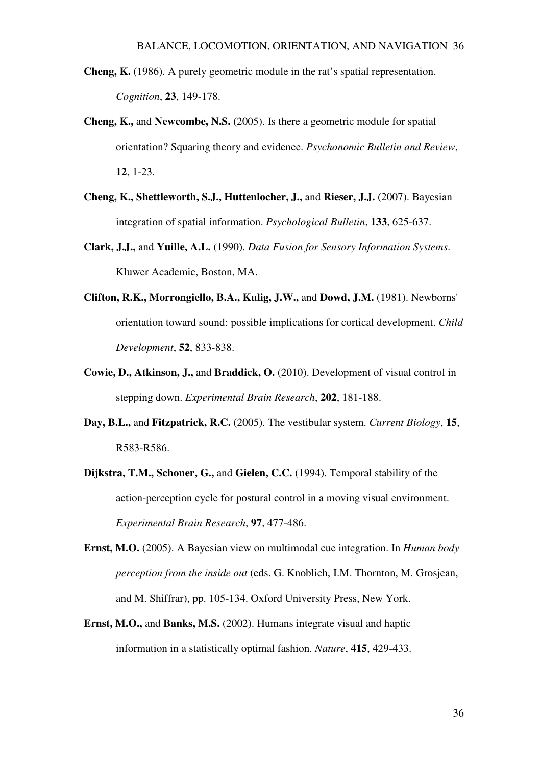**Cheng, K.** (1986). A purely geometric module in the rat's spatial representation. *Cognition*, **23**, 149-178.

**Cheng, K.,** and **Newcombe, N.S.** (2005). Is there a geometric module for spatial orientation? Squaring theory and evidence. *Psychonomic Bulletin and Review*, **12**, 1-23.

**Cheng, K., Shettleworth, S.J., Huttenlocher, J.,** and **Rieser, J.J.** (2007). Bayesian integration of spatial information. *Psychological Bulletin*, **133**, 625-637.

**Clark, J.J.,** and **Yuille, A.L.** (1990). *Data Fusion for Sensory Information Systems*. Kluwer Academic, Boston, MA.

**Clifton, R.K., Morrongiello, B.A., Kulig, J.W.,** and **Dowd, J.M.** (1981). Newborns' orientation toward sound: possible implications for cortical development. *Child Development*, **52**, 833-838.

**Cowie, D., Atkinson, J.,** and **Braddick, O.** (2010). Development of visual control in stepping down. *Experimental Brain Research*, **202**, 181-188.

**Day, B.L.,** and **Fitzpatrick, R.C.** (2005). The vestibular system. *Current Biology*, **15**, R583-R586.

**Dijkstra, T.M., Schoner, G.,** and **Gielen, C.C.** (1994). Temporal stability of the action-perception cycle for postural control in a moving visual environment. *Experimental Brain Research*, **97**, 477-486.

**Ernst, M.O.** (2005). A Bayesian view on multimodal cue integration. In *Human body perception from the inside out* (eds. G. Knoblich, I.M. Thornton, M. Grosjean, and M. Shiffrar), pp. 105-134. Oxford University Press, New York.

**Ernst, M.O.,** and **Banks, M.S.** (2002). Humans integrate visual and haptic information in a statistically optimal fashion. *Nature*, **415**, 429-433.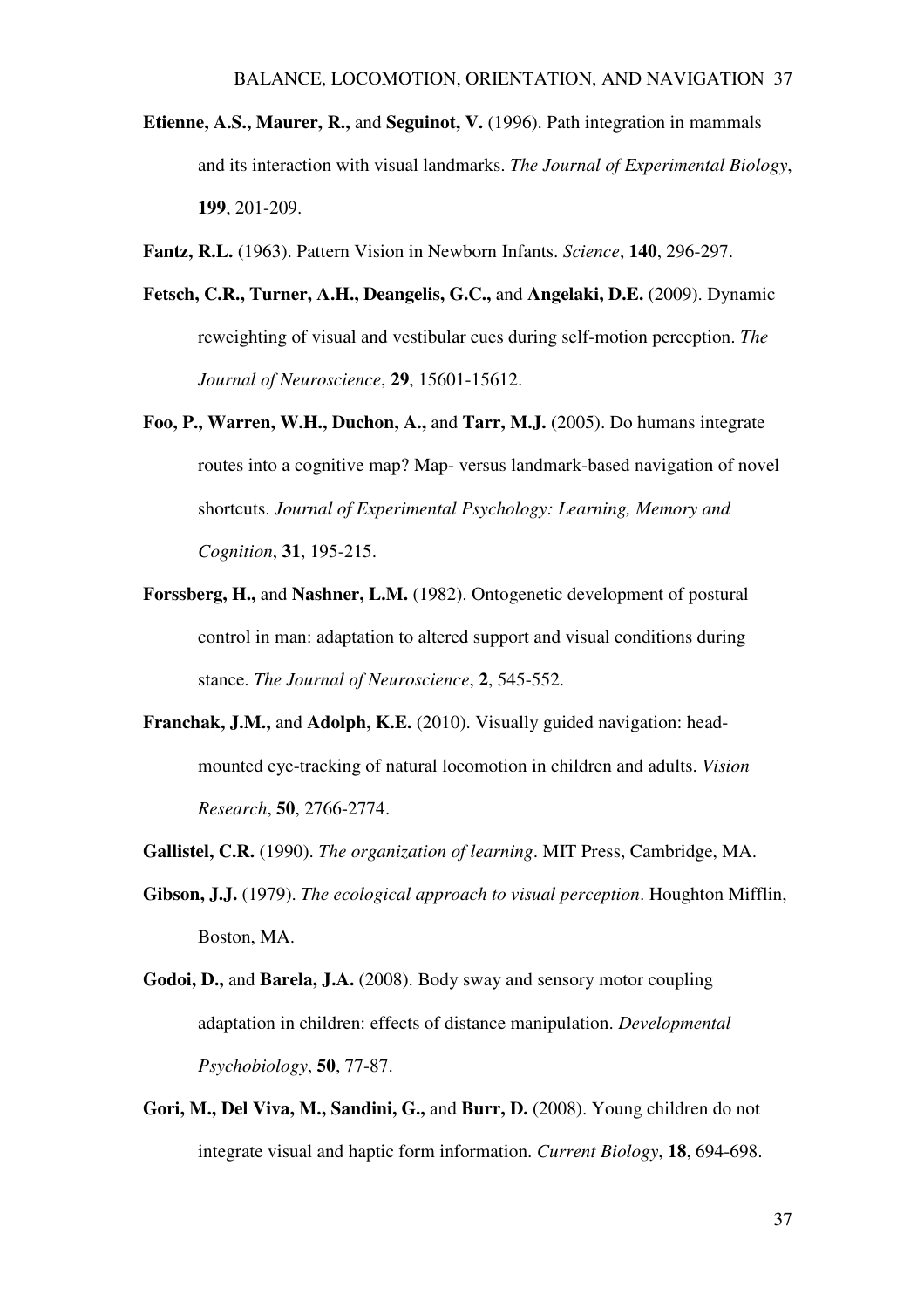**Etienne, A.S., Maurer, R.,** and **Seguinot, V.** (1996). Path integration in mammals and its interaction with visual landmarks. *The Journal of Experimental Biology*, **199**, 201-209.

**Fantz, R.L.** (1963). Pattern Vision in Newborn Infants. *Science*, **140**, 296-297.

**Fetsch, C.R., Turner, A.H., Deangelis, G.C.,** and **Angelaki, D.E.** (2009). Dynamic reweighting of visual and vestibular cues during self-motion perception. *The Journal of Neuroscience*, **29**, 15601-15612.

**Foo, P., Warren, W.H., Duchon, A.,** and **Tarr, M.J.** (2005). Do humans integrate routes into a cognitive map? Map- versus landmark-based navigation of novel shortcuts. *Journal of Experimental Psychology: Learning, Memory and Cognition*, **31**, 195-215.

**Forssberg, H.,** and **Nashner, L.M.** (1982). Ontogenetic development of postural control in man: adaptation to altered support and visual conditions during stance. *The Journal of Neuroscience*, **2**, 545-552.

**Franchak, J.M.,** and **Adolph, K.E.** (2010). Visually guided navigation: head-mounted eye-tracking of natural locomotion in children and adults. *Vision Research*, **50**, 2766-2774.

**Gallistel, C.R.** (1990). *The organization of learning*. MIT Press, Cambridge, MA.

**Gibson, J.J.** (1979). *The ecological approach to visual perception*. Houghton Mifflin, Boston, MA.

**Godoi, D.,** and **Barela, J.A.** (2008). Body sway and sensory motor coupling adaptation in children: effects of distance manipulation. *Developmental Psychobiology*, **50**, 77-87.

**Gori, M., Del Viva, M., Sandini, G.,** and **Burr, D.** (2008). Young children do not integrate visual and haptic form information. *Current Biology*, **18**, 694-698.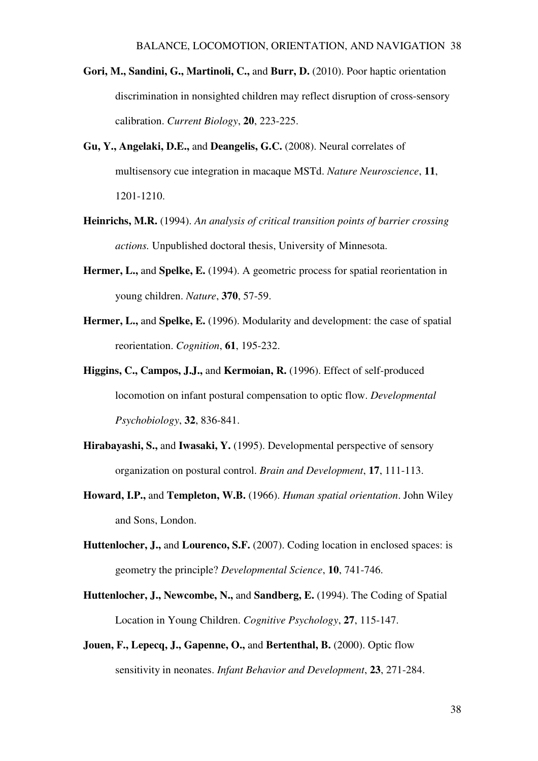**Gori, M., Sandini, G., Martinoli, C.,** and **Burr, D.** (2010). Poor haptic orientation discrimination in nonsighted children may reflect disruption of cross-sensory calibration. *Current Biology*, **20**, 223-225.

**Gu, Y., Angelaki, D.E.,** and **Deangelis, G.C.** (2008). Neural correlates of multisensory cue integration in macaque MSTd. *Nature Neuroscience*, **11**, 1201-1210.

**Heinrichs, M.R.** (1994). *An analysis of critical transition points of barrier crossing actions.* Unpublished doctoral thesis, University of Minnesota.

**Hermer, L.,** and **Spelke, E.** (1994). A geometric process for spatial reorientation in young children. *Nature*, **370**, 57-59.

**Hermer, L.,** and **Spelke, E.** (1996). Modularity and development: the case of spatial reorientation. *Cognition*, **61**, 195-232.

**Higgins, C., Campos, J.J.,** and **Kermoian, R.** (1996). Effect of self-produced locomotion on infant postural compensation to optic flow. *Developmental Psychobiology*, **32**, 836-841.

**Hirabayashi, S.,** and **Iwasaki, Y.** (1995). Developmental perspective of sensory organization on postural control. *Brain and Development*, **17**, 111-113.

**Howard, I.P.,** and **Templeton, W.B.** (1966). *Human spatial orientation*. John Wiley and Sons, London.

**Huttenlocher, J.,** and **Lourenco, S.F.** (2007). Coding location in enclosed spaces: is geometry the principle? *Developmental Science*, **10**, 741-746.

**Huttenlocher, J., Newcombe, N.,** and **Sandberg, E.** (1994). The Coding of Spatial Location in Young Children. *Cognitive Psychology*, **27**, 115-147.

**Jouen, F., Lepecq, J., Gapenne, O.,** and **Bertenthal, B.** (2000). Optic flow sensitivity in neonates. *Infant Behavior and Development*, **23**, 271-284.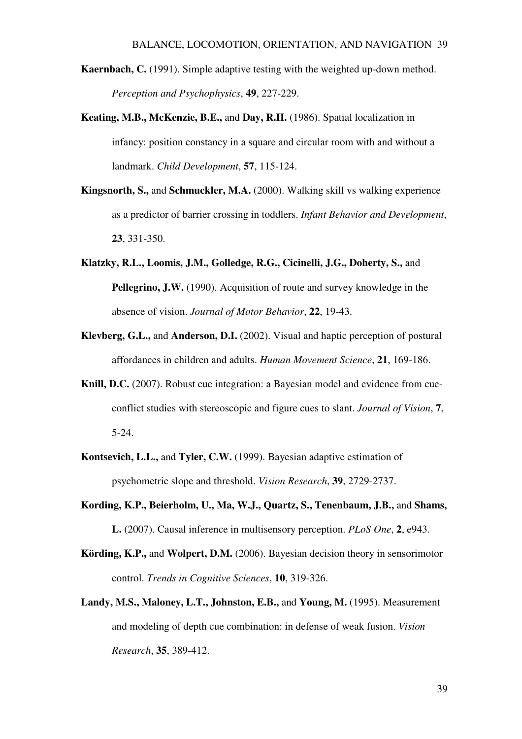**Kaernbach, C.** (1991). Simple adaptive testing with the weighted up-down method. *Perception and Psychophysics*, **49**, 227-229.

**Keating, M.B., McKenzie, B.E.,** and **Day, R.H.** (1986). Spatial localization in infancy: position constancy in a square and circular room with and without a landmark. *Child Development*, **57**, 115-124.

**Kingsnorth, S.,** and **Schmuckler, M.A.** (2000). Walking skill vs walking experience as a predictor of barrier crossing in toddlers. *Infant Behavior and Development*, **23**, 331-350.

**Klatzky, R.L., Loomis, J.M., Golledge, R.G., Cicinelli, J.G., Doherty, S.,** and **Pellegrino, J.W.** (1990). Acquisition of route and survey knowledge in the absence of vision. *Journal of Motor Behavior*, **22**, 19-43.

**Klevberg, G.L.,** and **Anderson, D.I.** (2002). Visual and haptic perception of postural affordances in children and adults. *Human Movement Science*, **21**, 169-186.

**Knill, D.C.** (2007). Robust cue integration: a Bayesian model and evidence from cue-conflict studies with stereoscopic and figure cues to slant. *Journal of Vision*, **7**, 5-24.

**Kontsevich, L.L.,** and **Tyler, C.W.** (1999). Bayesian adaptive estimation of psychometric slope and threshold. *Vision Research*, **39**, 2729-2737.

**Kording, K.P., Beierholm, U., Ma, W.J., Quartz, S., Tenenbaum, J.B.,** and **Shams, L.** (2007). Causal inference in multisensory perception. *PLoS One*, **2**, e943.

**Körding, K.P.,** and **Wolpert, D.M.** (2006). Bayesian decision theory in sensorimotor control. *Trends in Cognitive Sciences*, **10**, 319-326.

**Landy, M.S., Maloney, L.T., Johnston, E.B.,** and **Young, M.** (1995). Measurement and modeling of depth cue combination: in defense of weak fusion. *Vision Research*, **35**, 389-412.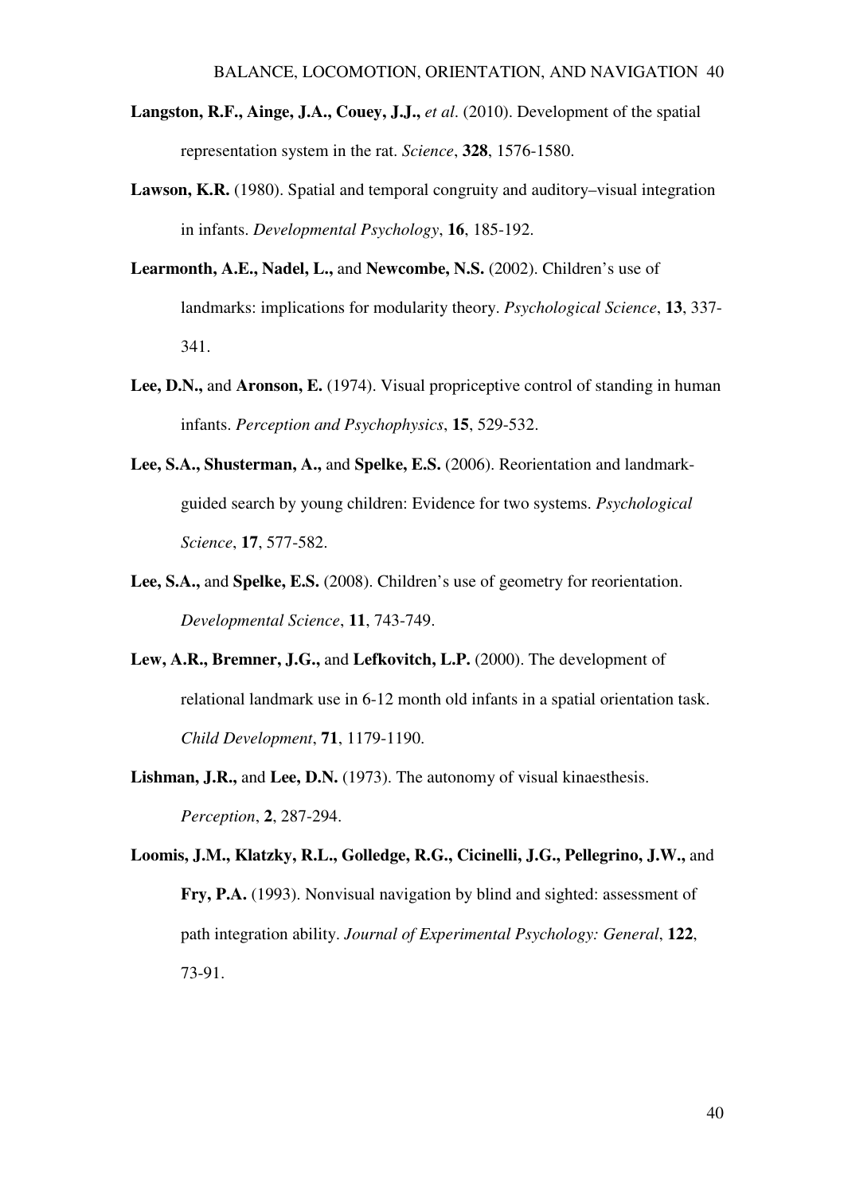**Langston, R.F., Ainge, J.A., Couey, J.J.,** *et al*. (2010). Development of the spatial representation system in the rat. *Science*, **328**, 1576-1580.

**Lawson, K.R.** (1980). Spatial and temporal congruity and auditory–visual integration in infants. *Developmental Psychology*, **16**, 185-192.

**Learmonth, A.E., Nadel, L.,** and **Newcombe, N.S.** (2002). Children's use of landmarks: implications for modularity theory. *Psychological Science*, **13**, 337-341.

**Lee, D.N.,** and **Aronson, E.** (1974). Visual propriceptive control of standing in human infants. *Perception and Psychophysics*, **15**, 529-532.

**Lee, S.A., Shusterman, A.,** and **Spelke, E.S.** (2006). Reorientation and landmark-guided search by young children: Evidence for two systems. *Psychological Science*, **17**, 577-582.

**Lee, S.A.,** and **Spelke, E.S.** (2008). Children's use of geometry for reorientation. *Developmental Science*, **11**, 743-749.

**Lew, A.R., Bremner, J.G.,** and **Lefkovitch, L.P.** (2000). The development of relational landmark use in 6-12 month old infants in a spatial orientation task. *Child Development*, **71**, 1179-1190.

**Lishman, J.R.,** and **Lee, D.N.** (1973). The autonomy of visual kinaesthesis. *Perception*, **2**, 287-294.

**Loomis, J.M., Klatzky, R.L., Golledge, R.G., Cicinelli, J.G., Pellegrino, J.W.,** and **Fry, P.A.** (1993). Nonvisual navigation by blind and sighted: assessment of path integration ability. *Journal of Experimental Psychology: General*, **122**, 73-91.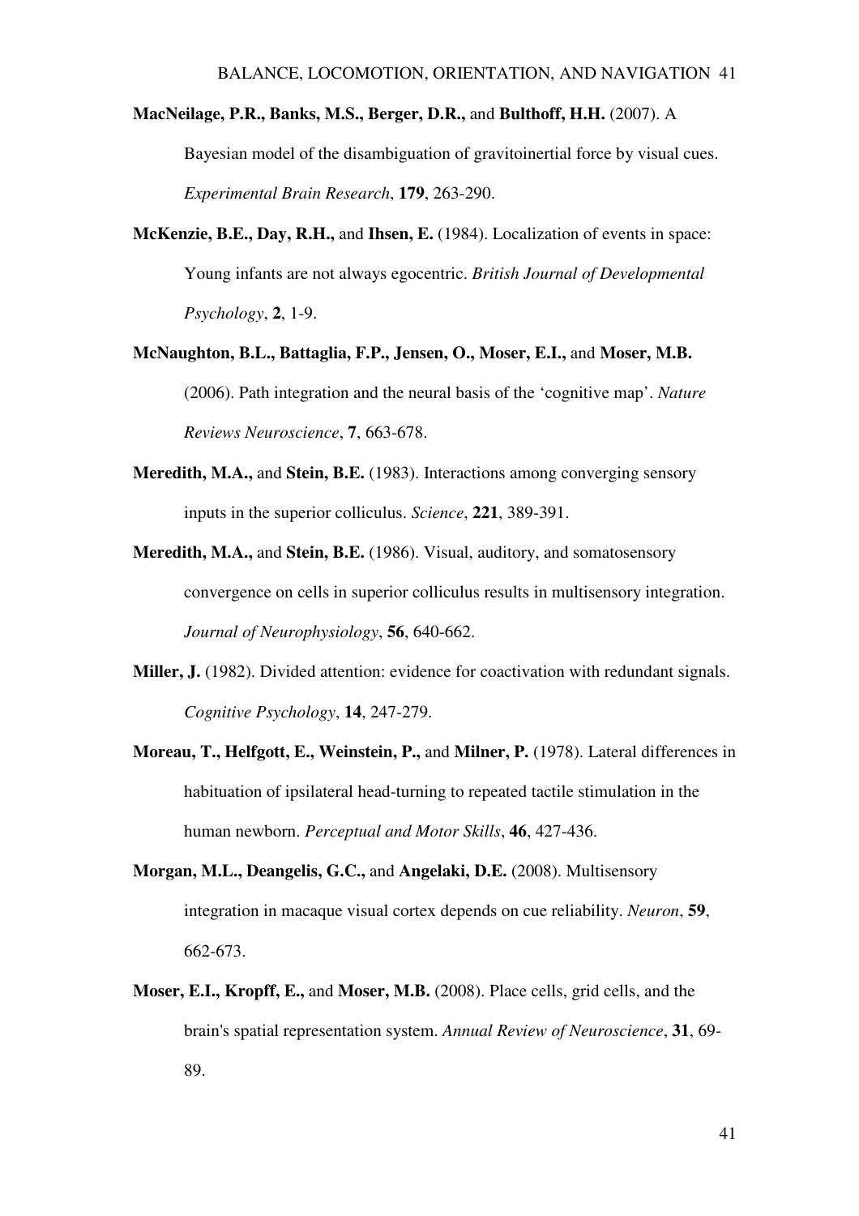**MacNeilage, P.R., Banks, M.S., Berger, D.R.,** and **Bulthoff, H.H.** (2007). A Bayesian model of the disambiguation of gravitoinertial force by visual cues. *Experimental Brain Research*, **179**, 263-290.

**McKenzie, B.E., Day, R.H.,** and **Ihsen, E.** (1984). Localization of events in space: Young infants are not always egocentric. *British Journal of Developmental Psychology*, **2**, 1-9.

**McNaughton, B.L., Battaglia, F.P., Jensen, O., Moser, E.I.,** and **Moser, M.B.** (2006). Path integration and the neural basis of the 'cognitive map'. *Nature Reviews Neuroscience*, **7**, 663-678.

**Meredith, M.A.,** and **Stein, B.E.** (1983). Interactions among converging sensory inputs in the superior colliculus. *Science*, **221**, 389-391.

**Meredith, M.A.,** and **Stein, B.E.** (1986). Visual, auditory, and somatosensory convergence on cells in superior colliculus results in multisensory integration. *Journal of Neurophysiology*, **56**, 640-662.

**Miller, J.** (1982). Divided attention: evidence for coactivation with redundant signals. *Cognitive Psychology*, **14**, 247-279.

**Moreau, T., Helfgott, E., Weinstein, P.,** and **Milner, P.** (1978). Lateral differences in habituation of ipsilateral head-turning to repeated tactile stimulation in the human newborn. *Perceptual and Motor Skills*, **46**, 427-436.

**Morgan, M.L., Deangelis, G.C.,** and **Angelaki, D.E.** (2008). Multisensory integration in macaque visual cortex depends on cue reliability. *Neuron*, **59**, 662-673.

**Moser, E.I., Kropff, E.,** and **Moser, M.B.** (2008). Place cells, grid cells, and the brain's spatial representation system. *Annual Review of Neuroscience*, **31**, 69-89.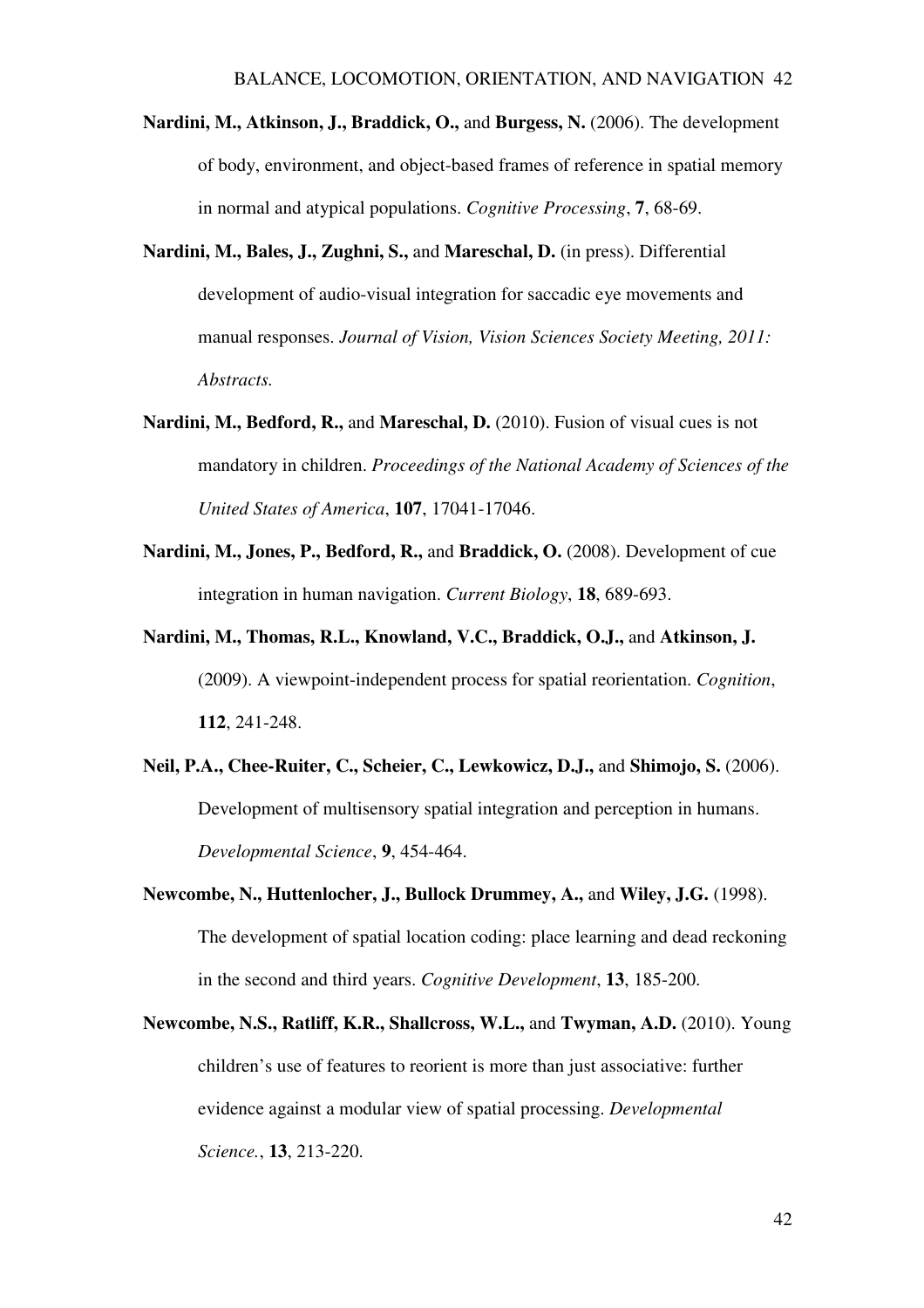**Nardini, M., Atkinson, J., Braddick, O.,** and **Burgess, N.** (2006). The development of body, environment, and object-based frames of reference in spatial memory in normal and atypical populations. *Cognitive Processing*, **7**, 68-69.

**Nardini, M., Bales, J., Zughni, S.,** and **Mareschal, D.** (in press). Differential development of audio-visual integration for saccadic eye movements and manual responses. *Journal of Vision, Vision Sciences Society Meeting, 2011: Abstracts.*

**Nardini, M., Bedford, R.,** and **Mareschal, D.** (2010). Fusion of visual cues is not mandatory in children. *Proceedings of the National Academy of Sciences of the United States of America*, **107**, 17041-17046.

**Nardini, M., Jones, P., Bedford, R.,** and **Braddick, O.** (2008). Development of cue integration in human navigation. *Current Biology*, **18**, 689-693.

**Nardini, M., Thomas, R.L., Knowland, V.C., Braddick, O.J.,** and **Atkinson, J.** (2009). A viewpoint-independent process for spatial reorientation. *Cognition*, **112**, 241-248.

**Neil, P.A., Chee-Ruiter, C., Scheier, C., Lewkowicz, D.J.,** and **Shimojo, S.** (2006). Development of multisensory spatial integration and perception in humans. *Developmental Science*, **9**, 454-464.

**Newcombe, N., Huttenlocher, J., Bullock Drummey, A.,** and **Wiley, J.G.** (1998). The development of spatial location coding: place learning and dead reckoning in the second and third years. *Cognitive Development*, **13**, 185-200.

**Newcombe, N.S., Ratliff, K.R., Shallcross, W.L.,** and **Twyman, A.D.** (2010). Young children's use of features to reorient is more than just associative: further evidence against a modular view of spatial processing. *Developmental Science.*, **13**, 213-220.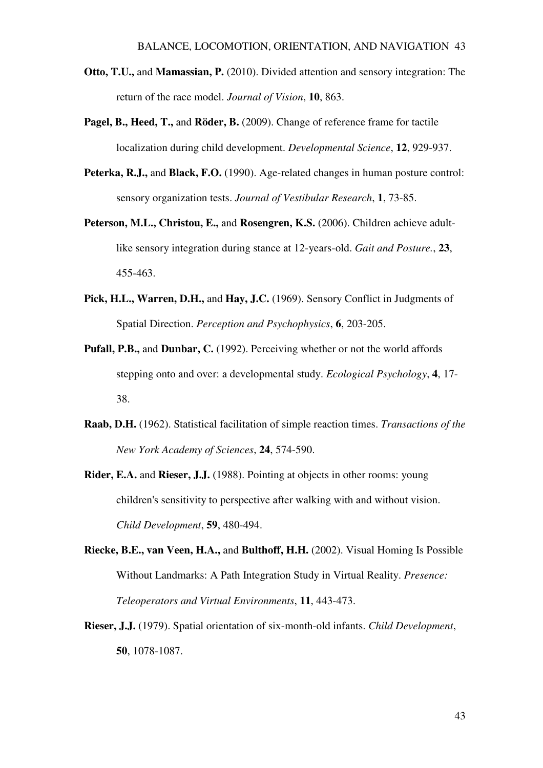**Otto, T.U.,** and **Mamassian, P.** (2010). Divided attention and sensory integration: The return of the race model. *Journal of Vision*, **10**, 863.

**Pagel, B., Heed, T.,** and **Röder, B.** (2009). Change of reference frame for tactile localization during child development. *Developmental Science*, **12**, 929-937.

**Peterka, R.J.,** and **Black, F.O.** (1990). Age-related changes in human posture control: sensory organization tests. *Journal of Vestibular Research*, **1**, 73-85.

**Peterson, M.L., Christou, E.,** and **Rosengren, K.S.** (2006). Children achieve adult-like sensory integration during stance at 12-years-old. *Gait and Posture.*, **23**, 455-463.

**Pick, H.L., Warren, D.H.,** and **Hay, J.C.** (1969). Sensory Conflict in Judgments of Spatial Direction. *Perception and Psychophysics*, **6**, 203-205.

**Pufall, P.B.,** and **Dunbar, C.** (1992). Perceiving whether or not the world affords stepping onto and over: a developmental study. *Ecological Psychology*, **4**, 17-38.

**Raab, D.H.** (1962). Statistical facilitation of simple reaction times. *Transactions of the New York Academy of Sciences*, **24**, 574-590.

**Rider, E.A.** and **Rieser, J.J.** (1988). Pointing at objects in other rooms: young children's sensitivity to perspective after walking with and without vision. *Child Development*, **59**, 480-494.

**Riecke, B.E., van Veen, H.A.,** and **Bulthoff, H.H.** (2002). Visual Homing Is Possible Without Landmarks: A Path Integration Study in Virtual Reality. *Presence: Teleoperators and Virtual Environments*, **11**, 443-473.

**Rieser, J.J.** (1979). Spatial orientation of six-month-old infants. *Child Development*, **50**, 1078-1087.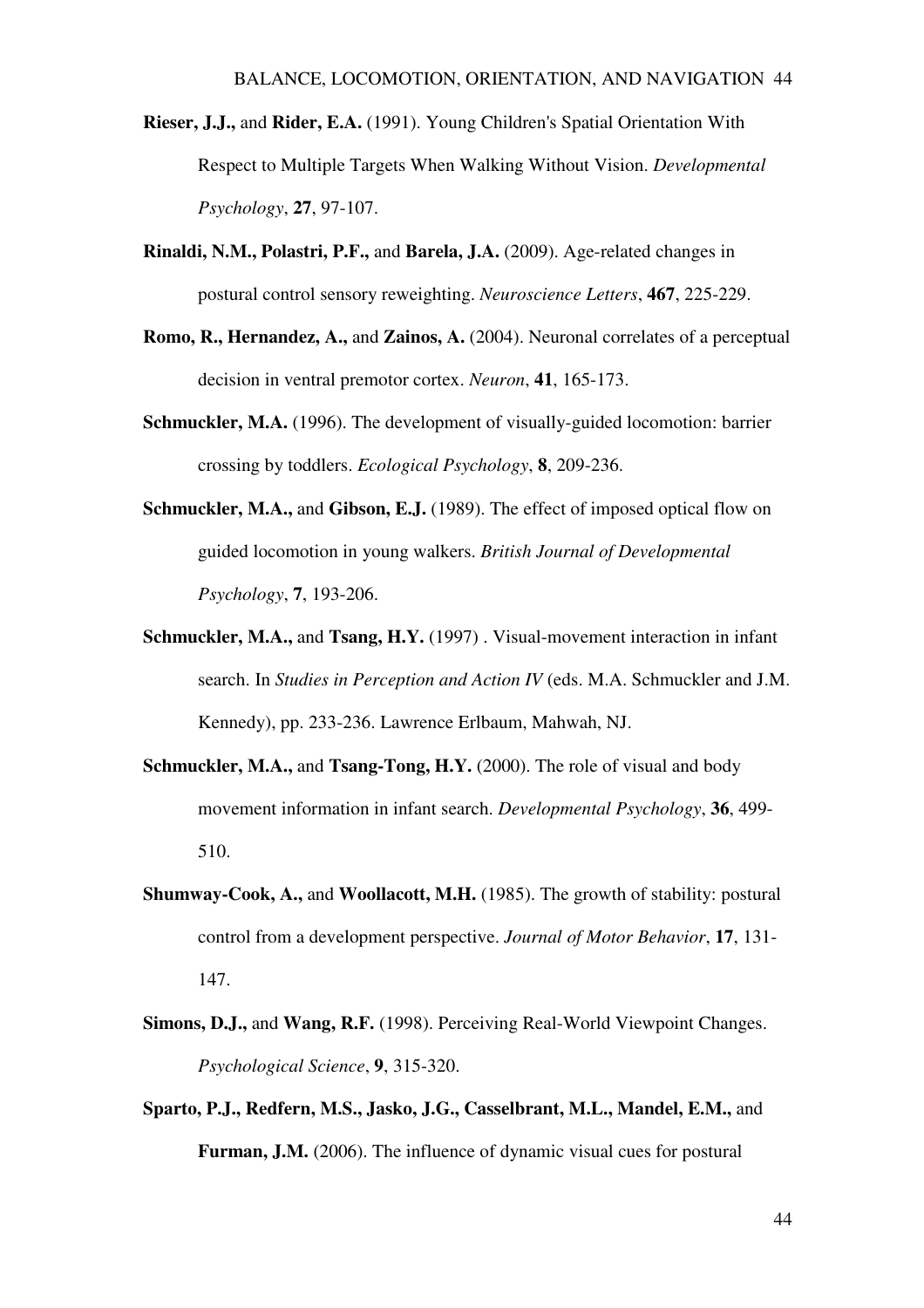**Rieser, J.J.,** and **Rider, E.A.** (1991). Young Children's Spatial Orientation With Respect to Multiple Targets When Walking Without Vision. *Developmental Psychology*, **27**, 97-107.

**Rinaldi, N.M., Polastri, P.F.,** and **Barela, J.A.** (2009). Age-related changes in postural control sensory reweighting. *Neuroscience Letters*, **467**, 225-229.

**Romo, R., Hernandez, A.,** and **Zainos, A.** (2004). Neuronal correlates of a perceptual decision in ventral premotor cortex. *Neuron*, **41**, 165-173.

**Schmuckler, M.A.** (1996). The development of visually-guided locomotion: barrier crossing by toddlers. *Ecological Psychology*, **8**, 209-236.

**Schmuckler, M.A.,** and **Gibson, E.J.** (1989). The effect of imposed optical flow on guided locomotion in young walkers. *British Journal of Developmental Psychology*, **7**, 193-206.

**Schmuckler, M.A.,** and **Tsang, H.Y.** (1997) . Visual-movement interaction in infant search. In *Studies in Perception and Action IV* (eds. M.A. Schmuckler and J.M. Kennedy), pp. 233-236. Lawrence Erlbaum, Mahwah, NJ.

**Schmuckler, M.A.,** and **Tsang-Tong, H.Y.** (2000). The role of visual and body movement information in infant search. *Developmental Psychology*, **36**, 499-510.

**Shumway-Cook, A.,** and **Woollacott, M.H.** (1985). The growth of stability: postural control from a development perspective. *Journal of Motor Behavior*, **17**, 131-147.

**Simons, D.J.,** and **Wang, R.F.** (1998). Perceiving Real-World Viewpoint Changes. *Psychological Science*, **9**, 315-320.

**Sparto, P.J., Redfern, M.S., Jasko, J.G., Casselbrant, M.L., Mandel, E.M.,** and **Furman, J.M.** (2006). The influence of dynamic visual cues for postural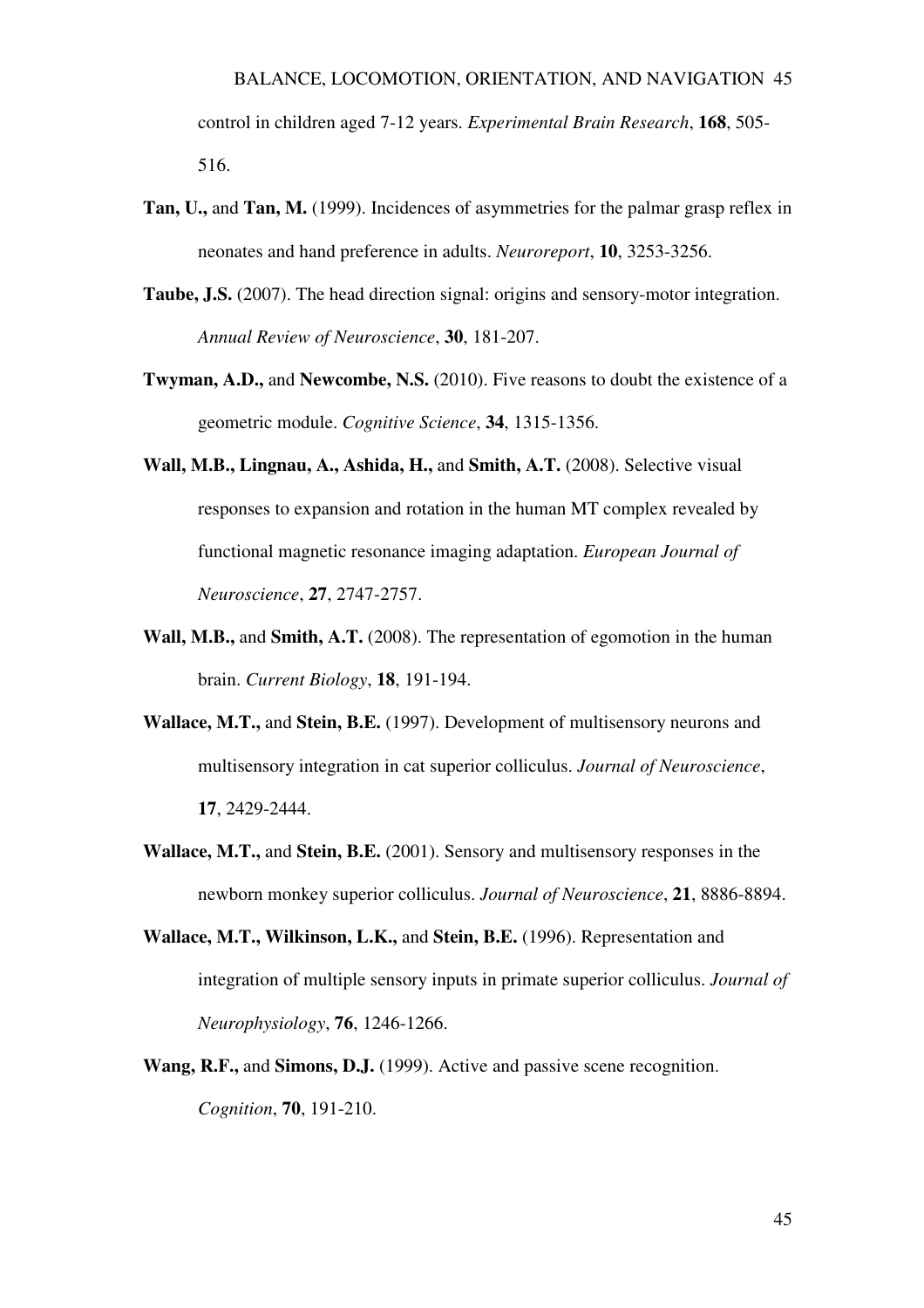control in children aged 7-12 years. *Experimental Brain Research*, **168**, 505-516.

**Tan, U.,** and **Tan, M.** (1999). Incidences of asymmetries for the palmar grasp reflex in neonates and hand preference in adults. *Neuroreport*, **10**, 3253-3256.

**Taube, J.S.** (2007). The head direction signal: origins and sensory-motor integration. *Annual Review of Neuroscience*, **30**, 181-207.

**Twyman, A.D.,** and **Newcombe, N.S.** (2010). Five reasons to doubt the existence of a geometric module. *Cognitive Science*, **34**, 1315-1356.

**Wall, M.B., Lingnau, A., Ashida, H.,** and **Smith, A.T.** (2008). Selective visual responses to expansion and rotation in the human MT complex revealed by functional magnetic resonance imaging adaptation. *European Journal of Neuroscience*, **27**, 2747-2757.

**Wall, M.B.,** and **Smith, A.T.** (2008). The representation of egomotion in the human brain. *Current Biology*, **18**, 191-194.

**Wallace, M.T.,** and **Stein, B.E.** (1997). Development of multisensory neurons and multisensory integration in cat superior colliculus. *Journal of Neuroscience*, **17**, 2429-2444.

**Wallace, M.T.,** and **Stein, B.E.** (2001). Sensory and multisensory responses in the newborn monkey superior colliculus. *Journal of Neuroscience*, **21**, 8886-8894.

**Wallace, M.T., Wilkinson, L.K.,** and **Stein, B.E.** (1996). Representation and integration of multiple sensory inputs in primate superior colliculus. *Journal of Neurophysiology*, **76**, 1246-1266.

**Wang, R.F.,** and **Simons, D.J.** (1999). Active and passive scene recognition. *Cognition*, **70**, 191-210.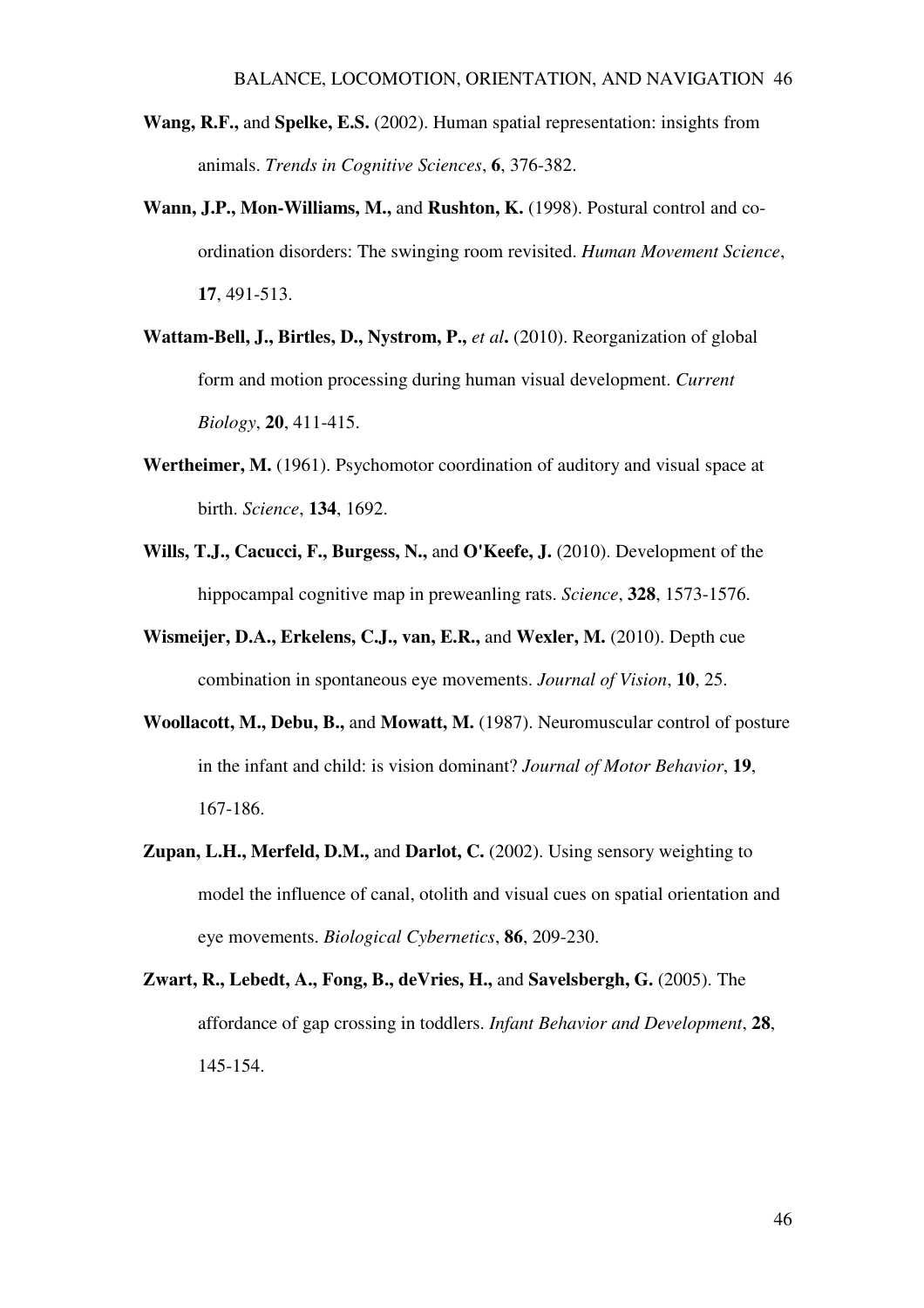**Wang, R.F.,** and **Spelke, E.S.** (2002). Human spatial representation: insights from animals. *Trends in Cognitive Sciences*, **6**, 376-382.

**Wann, J.P., Mon-Williams, M.,** and **Rushton, K.** (1998). Postural control and co-ordination disorders: The swinging room revisited. *Human Movement Science*, **17**, 491-513.

**Wattam-Bell, J., Birtles, D., Nystrom, P.,** *et al***.** (2010). Reorganization of global form and motion processing during human visual development. *Current Biology*, **20**, 411-415.

**Wertheimer, M.** (1961). Psychomotor coordination of auditory and visual space at birth. *Science*, **134**, 1692.

**Wills, T.J., Cacucci, F., Burgess, N.,** and **O'Keefe, J.** (2010). Development of the hippocampal cognitive map in preweanling rats. *Science*, **328**, 1573-1576.

**Wismeijer, D.A., Erkelens, C.J., van, E.R.,** and **Wexler, M.** (2010). Depth cue combination in spontaneous eye movements. *Journal of Vision*, **10**, 25.

**Woollacott, M., Debu, B.,** and **Mowatt, M.** (1987). Neuromuscular control of posture in the infant and child: is vision dominant? *Journal of Motor Behavior*, **19**, 167-186.

**Zupan, L.H., Merfeld, D.M.,** and **Darlot, C.** (2002). Using sensory weighting to model the influence of canal, otolith and visual cues on spatial orientation and eye movements. *Biological Cybernetics*, **86**, 209-230.

**Zwart, R., Lebedt, A., Fong, B., deVries, H.,** and **Savelsbergh, G.** (2005). The affordance of gap crossing in toddlers. *Infant Behavior and Development*, **28**, 145-154.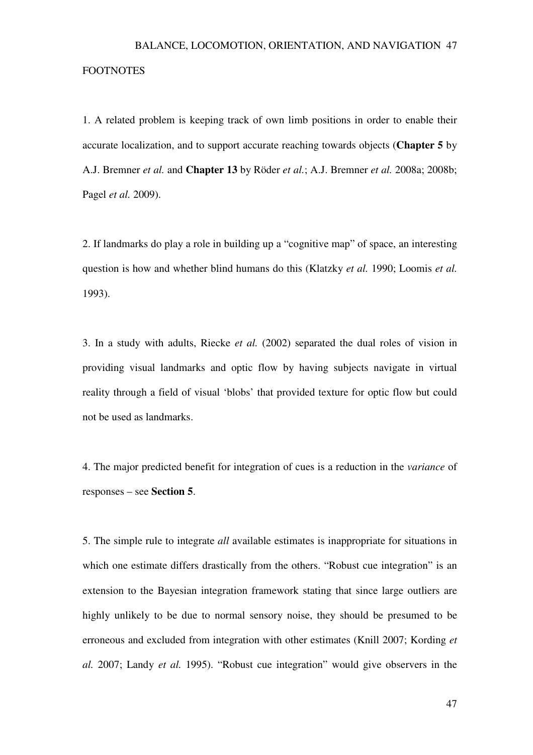FOOTNOTES

1. A related problem is keeping track of own limb positions in order to enable their accurate localization, and to support accurate reaching towards objects (**Chapter 5** by A.J. Bremner *et al.* and **Chapter 13** by Röder *et al.*; A.J. Bremner *et al.* 2008a; 2008b; Pagel *et al.* 2009).

2. If landmarks do play a role in building up a "cognitive map" of space, an interesting question is how and whether blind humans do this (Klatzky *et al.* 1990; Loomis *et al.* 1993).

3. In a study with adults, Riecke *et al.* (2002) separated the dual roles of vision in providing visual landmarks and optic flow by having subjects navigate in virtual reality through a field of visual 'blobs' that provided texture for optic flow but could not be used as landmarks.

4. The major predicted benefit for integration of cues is a reduction in the *variance* of responses – see **Section 5**.

5. The simple rule to integrate *all* available estimates is inappropriate for situations in which one estimate differs drastically from the others. "Robust cue integration" is an extension to the Bayesian integration framework stating that since large outliers are highly unlikely to be due to normal sensory noise, they should be presumed to be erroneous and excluded from integration with other estimates (Knill 2007; Kording *et al.* 2007; Landy *et al.* 1995). "Robust cue integration" would give observers in the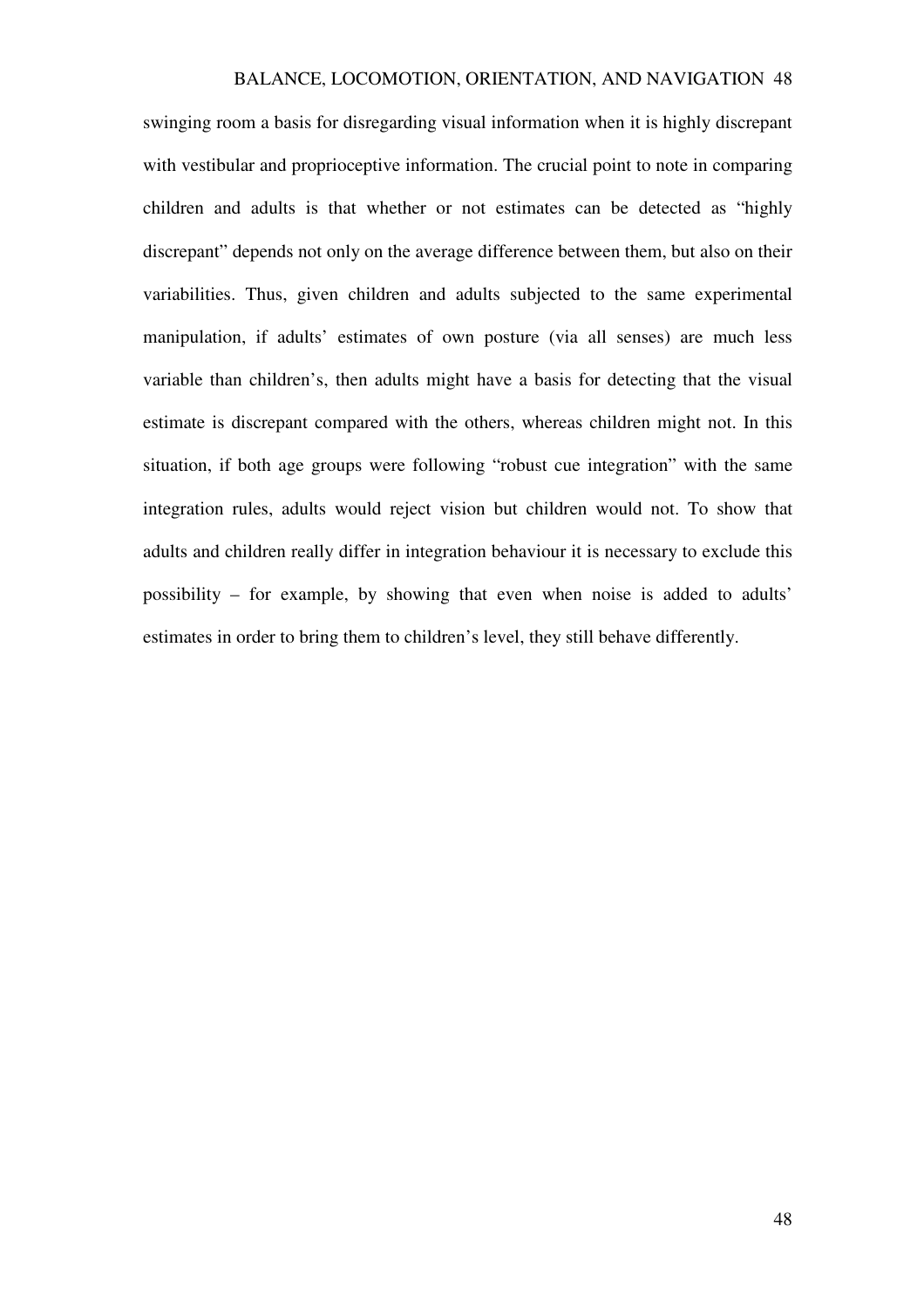swinging room a basis for disregarding visual information when it is highly discrepant with vestibular and proprioceptive information. The crucial point to note in comparing children and adults is that whether or not estimates can be detected as "highly discrepant" depends not only on the average difference between them, but also on their variabilities. Thus, given children and adults subjected to the same experimental manipulation, if adults' estimates of own posture (via all senses) are much less variable than children's, then adults might have a basis for detecting that the visual estimate is discrepant compared with the others, whereas children might not. In this situation, if both age groups were following "robust cue integration" with the same integration rules, adults would reject vision but children would not. To show that adults and children really differ in integration behaviour it is necessary to exclude this possibility – for example, by showing that even when noise is added to adults' estimates in order to bring them to children's level, they still behave differently.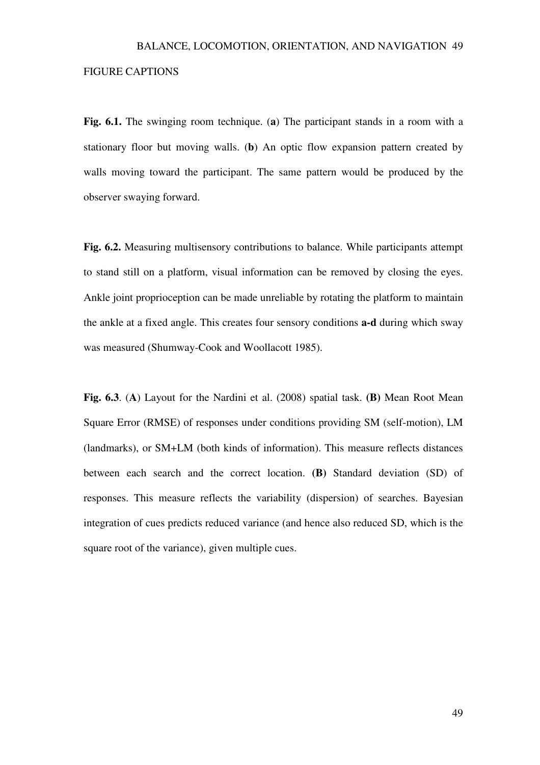FIGURE CAPTIONS

**Fig. 6.1.** The swinging room technique. (**a**) The participant stands in a room with a stationary floor but moving walls. (**b**) An optic flow expansion pattern created by walls moving toward the participant. The same pattern would be produced by the observer swaying forward.

**Fig. 6.2.** Measuring multisensory contributions to balance. While participants attempt to stand still on a platform, visual information can be removed by closing the eyes. Ankle joint proprioception can be made unreliable by rotating the platform to maintain the ankle at a fixed angle. This creates four sensory conditions **a-d** during which sway was measured (Shumway-Cook and Woollacott 1985).

**Fig. 6.3**. (**A**) Layout for the Nardini et al. (2008) spatial task. **(B)** Mean Root Mean Square Error (RMSE) of responses under conditions providing SM (self-motion), LM (landmarks), or SM+LM (both kinds of information). This measure reflects distances between each search and the correct location. **(B)** Standard deviation (SD) of responses. This measure reflects the variability (dispersion) of searches. Bayesian integration of cues predicts reduced variance (and hence also reduced SD, which is the square root of the variance), given multiple cues.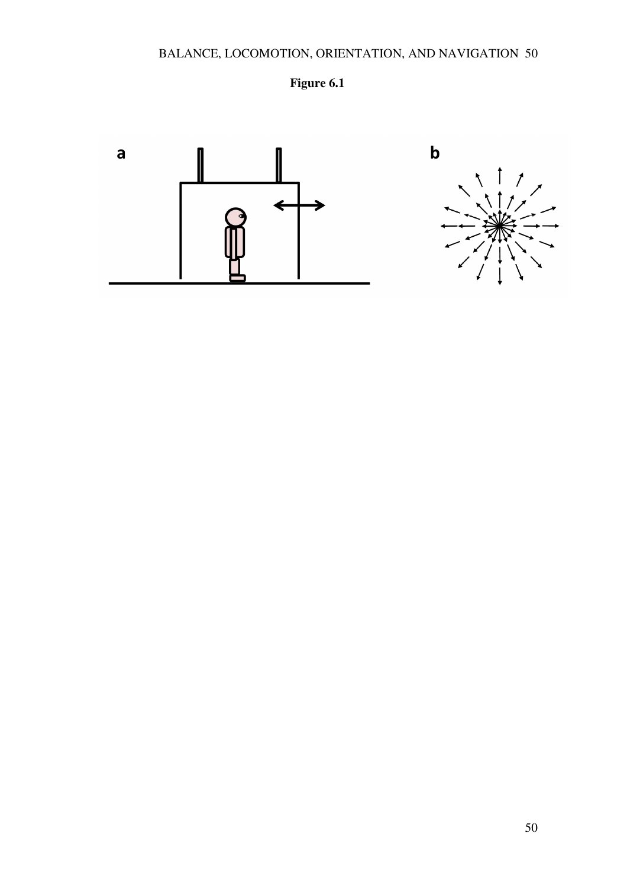**Figure 6.1**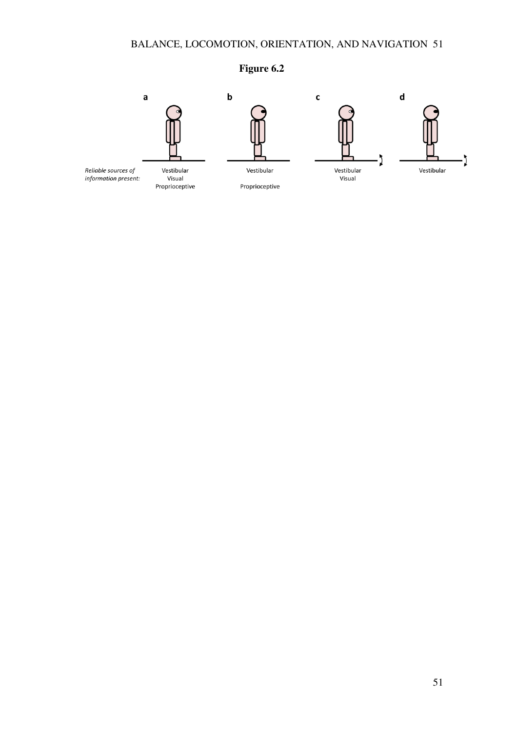**Figure 6.2**

| | a | b | c | d |
|---|---|---|---|---|
| *Reliable sources of information present:* | Vestibular<br>Visual<br>Proprioceptive | Vestibular<br><br>Proprioceptive | Vestibular<br>Visual | Vestibular |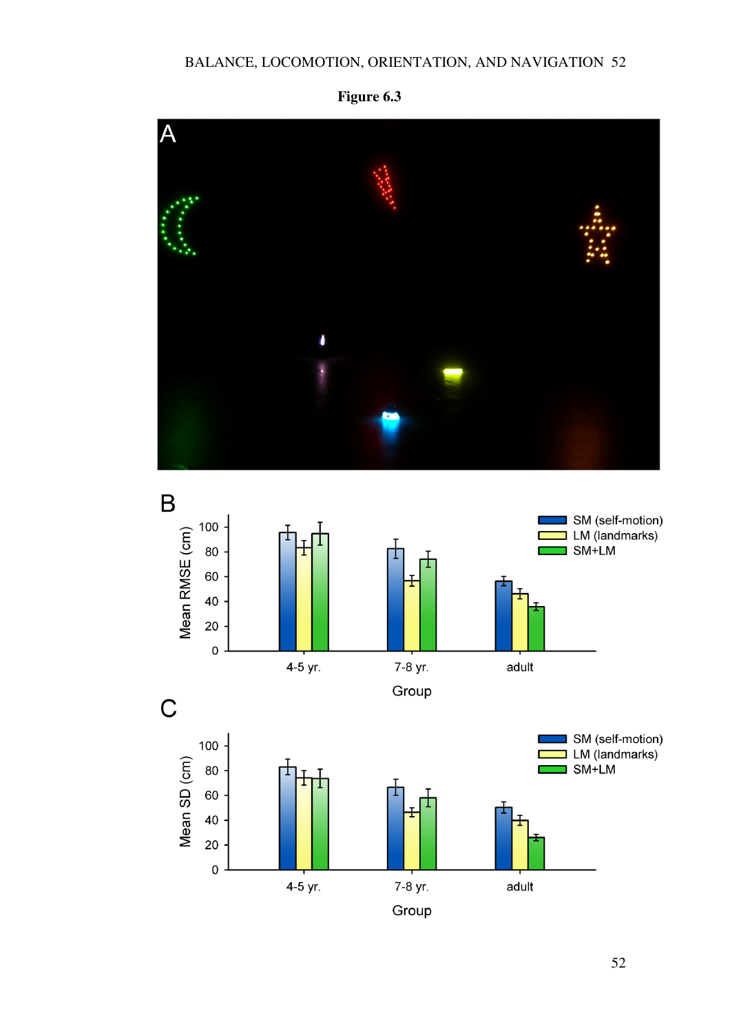**Figure 6.3**

A

B

Mean RMSE (cm)

100
80
60
40
20
0

4-5 yr.
7-8 yr.
adult

Group

SM (self-motion)
LM (landmarks)
SM+LM

C

Mean SD (cm)

100
80
60
40
20
0

4-5 yr.
7-8 yr.
adult

Group

SM (self-motion)
LM (landmarks)
SM+LM